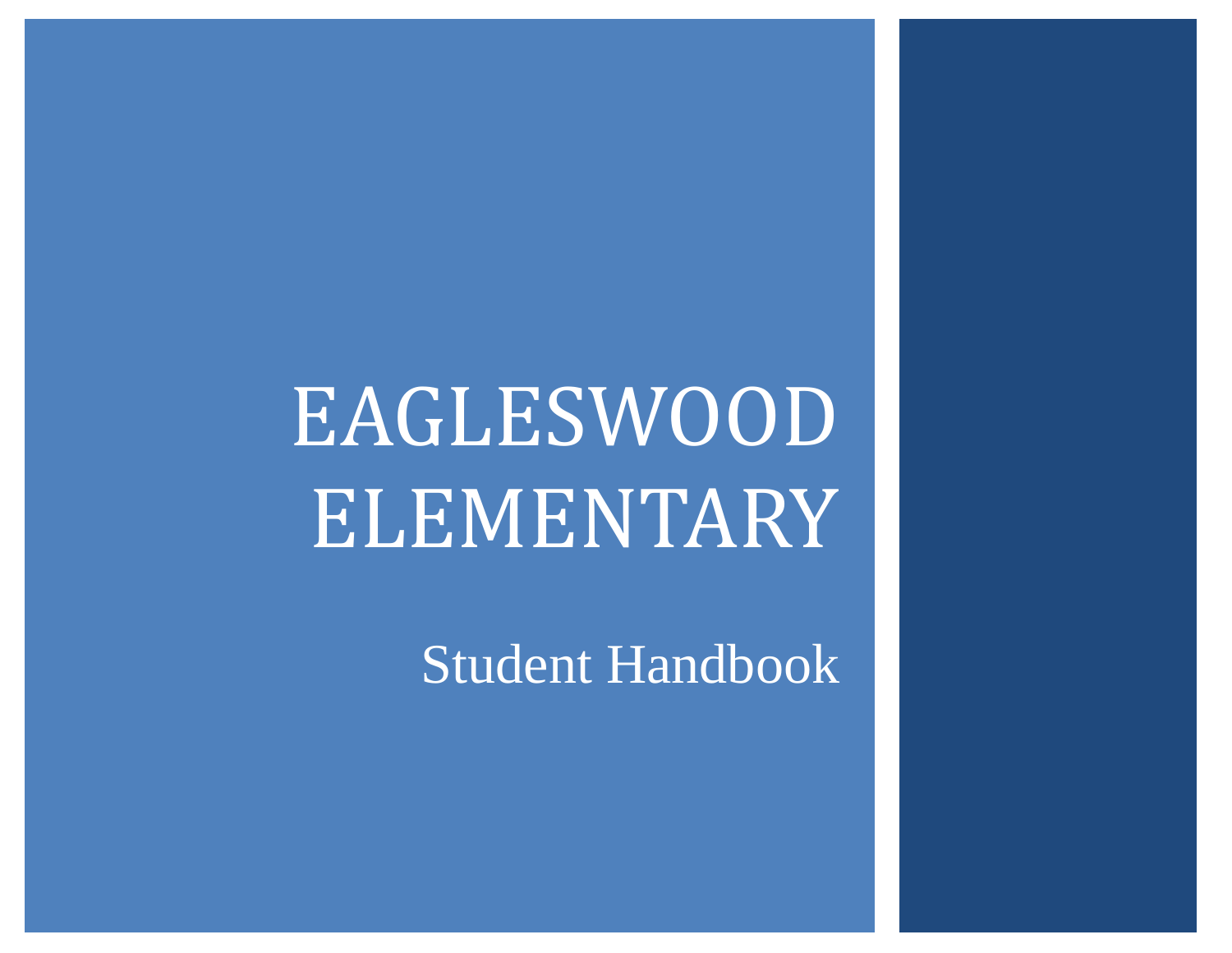# EAGLESWOOD ELEMENTARY

Student Handbook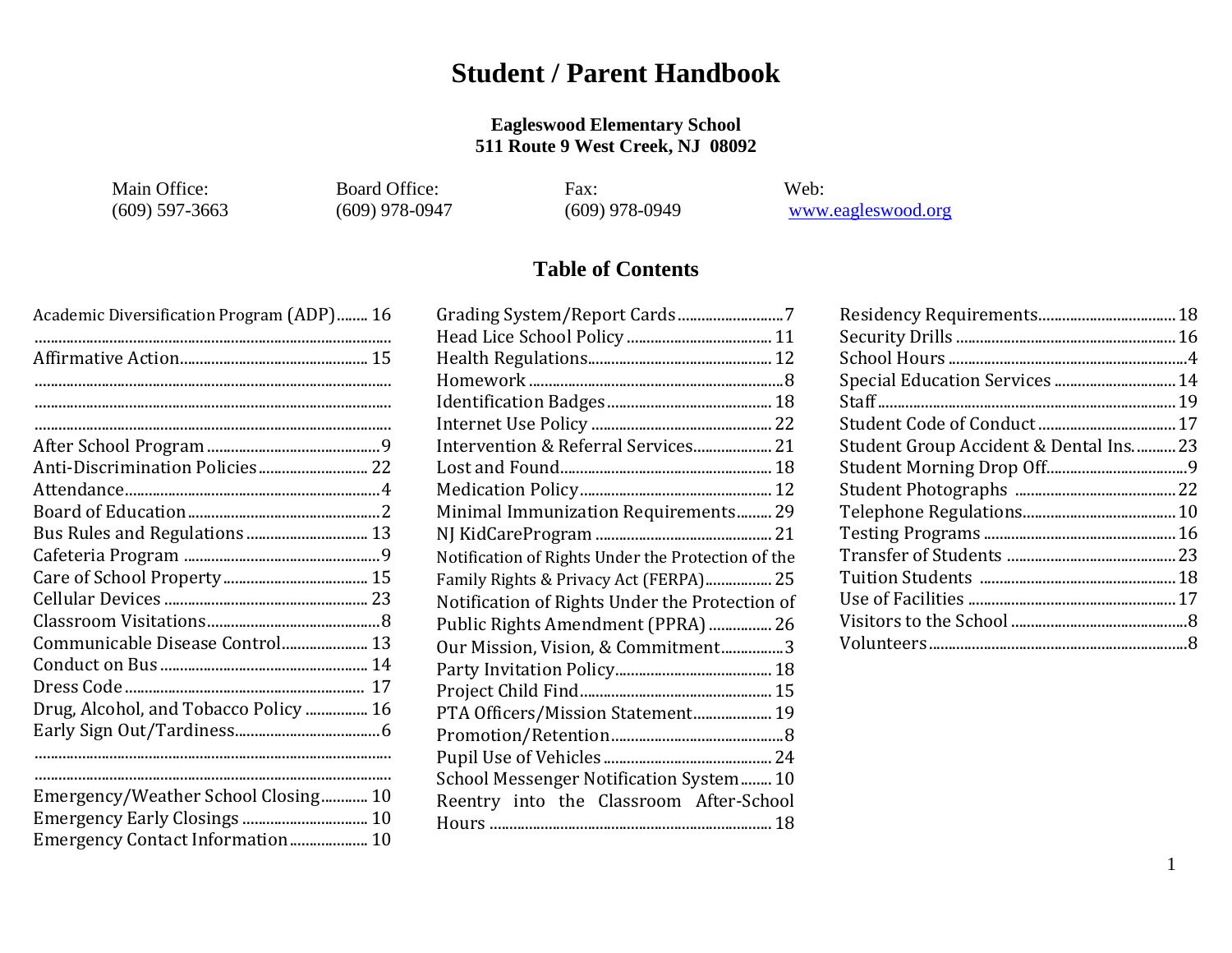# Student / Parent Handbook

**Eagleswood Elementary School**
**511 Route 9 West Creek, NJ 08092**

| Main Office: | Board Office: | Fax: | Web: |
|---|---|---|---|
| (609) 597-3663 | (609) 978-0947 | (609) 978-0949 | www.eagleswood.org |

## Table of Contents

- Academic Diversification Program (ADP) ........ 16
- Affirmative Action ........ 15
- After School Program ........ 9
- Anti-Discrimination Policies ........ 22
- Attendance ........ 4
- Board of Education ........ 2
- Bus Rules and Regulations ........ 13
- Cafeteria Program ........ 9
- Care of School Property ........ 15
- Cellular Devices ........ 23
- Classroom Visitations ........ 8
- Communicable Disease Control ........ 13
- Conduct on Bus ........ 14
- Dress Code ........ 17
- Drug, Alcohol, and Tobacco Policy ........ 16
- Early Sign Out/Tardiness ........ 6
- Emergency/Weather School Closing ........ 10
- Emergency Early Closings ........ 10
- Emergency Contact Information ........ 10
- Grading System/Report Cards ........ 7
- Head Lice School Policy ........ 11
- Health Regulations ........ 12
- Homework ........ 8
- Identification Badges ........ 18
- Internet Use Policy ........ 22
- Intervention & Referral Services ........ 21
- Lost and Found ........ 18
- Medication Policy ........ 12
- Minimal Immunization Requirements ........ 29
- NJ KidCareProgram ........ 21
- Notification of Rights Under the Protection of the Family Rights & Privacy Act (FERPA) ........ 25
- Notification of Rights Under the Protection of Public Rights Amendment (PPRA) ........ 26
- Our Mission, Vision, & Commitment ........ 3
- Party Invitation Policy ........ 18
- Project Child Find ........ 15
- PTA Officers/Mission Statement ........ 19
- Promotion/Retention ........ 8
- Pupil Use of Vehicles ........ 24
- School Messenger Notification System ........ 10
- Reentry into the Classroom After-School Hours ........ 18
- Residency Requirements ........ 18
- Security Drills ........ 16
- School Hours ........ 4
- Special Education Services ........ 14
- Staff ........ 19
- Student Code of Conduct ........ 17
- Student Group Accident & Dental Ins. ........ 23
- Student Morning Drop Off ........ 9
- Student Photographs ........ 22
- Telephone Regulations ........ 10
- Testing Programs ........ 16
- Transfer of Students ........ 23
- Tuition Students ........ 18
- Use of Facilities ........ 17
- Visitors to the School ........ 8
- Volunteers ........ 8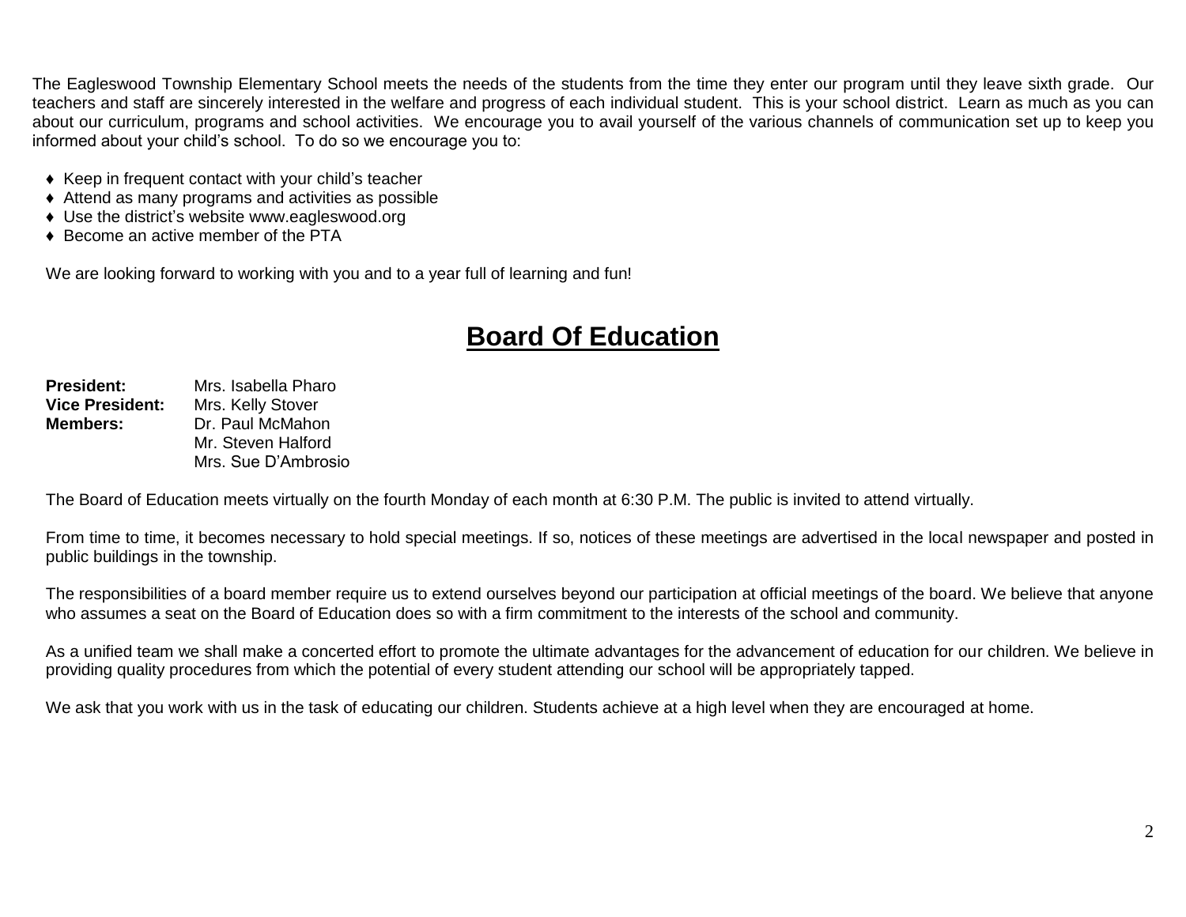The Eagleswood Township Elementary School meets the needs of the students from the time they enter our program until they leave sixth grade. Our teachers and staff are sincerely interested in the welfare and progress of each individual student. This is your school district. Learn as much as you can about our curriculum, programs and school activities. We encourage you to avail yourself of the various channels of communication set up to keep you informed about your child's school. To do so we encourage you to:

- Keep in frequent contact with your child's teacher
- Attend as many programs and activities as possible
- Use the district's website www.eagleswood.org
- Become an active member of the PTA

We are looking forward to working with you and to a year full of learning and fun!

# Board Of Education

**President:** Mrs. Isabella Pharo
**Vice President:** Mrs. Kelly Stover
**Members:** Dr. Paul McMahon
Mr. Steven Halford
Mrs. Sue D'Ambrosio

The Board of Education meets virtually on the fourth Monday of each month at 6:30 P.M. The public is invited to attend virtually.

From time to time, it becomes necessary to hold special meetings. If so, notices of these meetings are advertised in the local newspaper and posted in public buildings in the township.

The responsibilities of a board member require us to extend ourselves beyond our participation at official meetings of the board. We believe that anyone who assumes a seat on the Board of Education does so with a firm commitment to the interests of the school and community.

As a unified team we shall make a concerted effort to promote the ultimate advantages for the advancement of education for our children. We believe in providing quality procedures from which the potential of every student attending our school will be appropriately tapped.

We ask that you work with us in the task of educating our children. Students achieve at a high level when they are encouraged at home.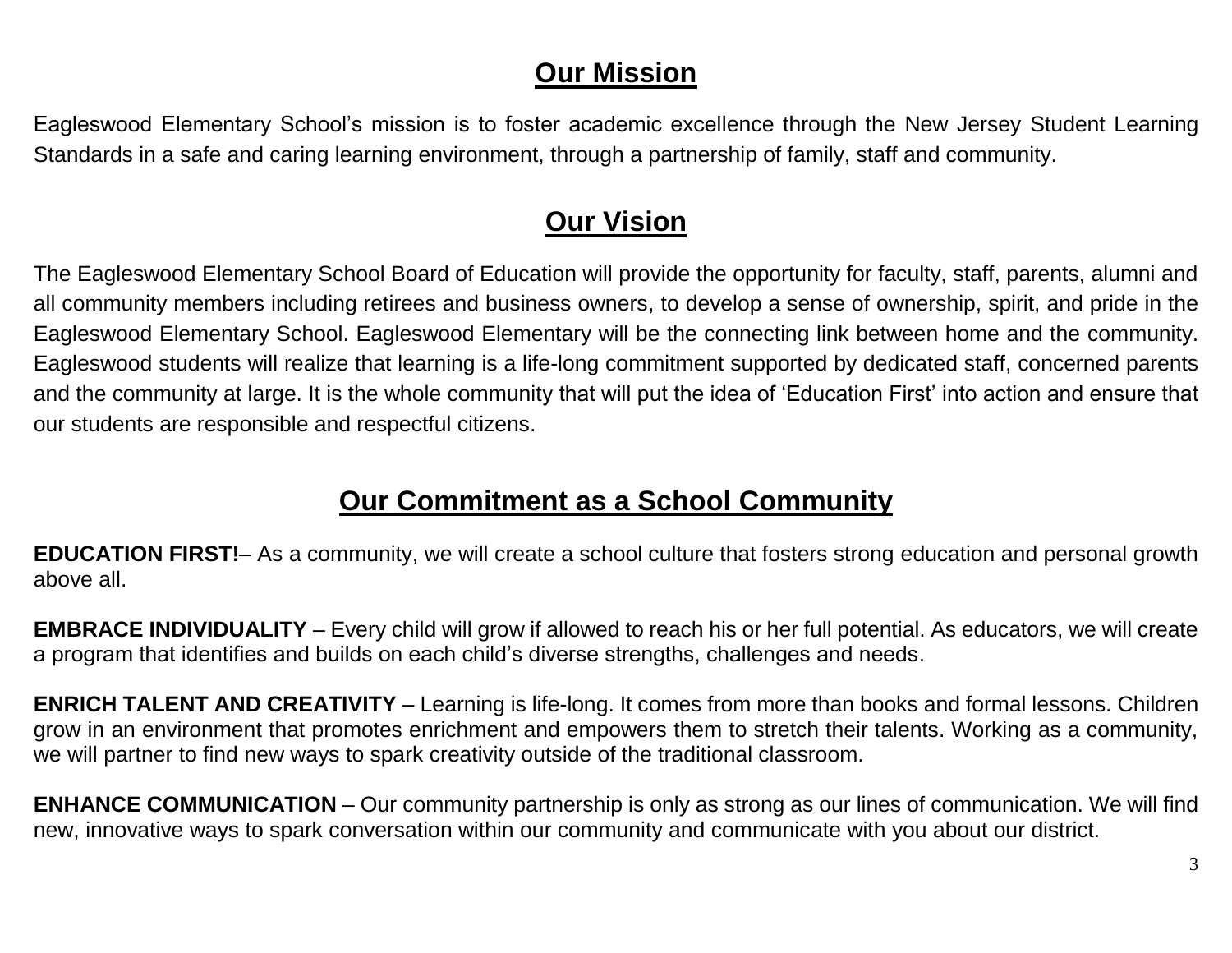## Our Mission

Eagleswood Elementary School's mission is to foster academic excellence through the New Jersey Student Learning Standards in a safe and caring learning environment, through a partnership of family, staff and community.

## Our Vision

The Eagleswood Elementary School Board of Education will provide the opportunity for faculty, staff, parents, alumni and all community members including retirees and business owners, to develop a sense of ownership, spirit, and pride in the Eagleswood Elementary School. Eagleswood Elementary will be the connecting link between home and the community. Eagleswood students will realize that learning is a life-long commitment supported by dedicated staff, concerned parents and the community at large. It is the whole community that will put the idea of 'Education First' into action and ensure that our students are responsible and respectful citizens.

## Our Commitment as a School Community

**EDUCATION FIRST!**– As a community, we will create a school culture that fosters strong education and personal growth above all.

**EMBRACE INDIVIDUALITY** – Every child will grow if allowed to reach his or her full potential. As educators, we will create a program that identifies and builds on each child's diverse strengths, challenges and needs.

**ENRICH TALENT AND CREATIVITY** – Learning is life-long. It comes from more than books and formal lessons. Children grow in an environment that promotes enrichment and empowers them to stretch their talents. Working as a community, we will partner to find new ways to spark creativity outside of the traditional classroom.

**ENHANCE COMMUNICATION** – Our community partnership is only as strong as our lines of communication. We will find new, innovative ways to spark conversation within our community and communicate with you about our district.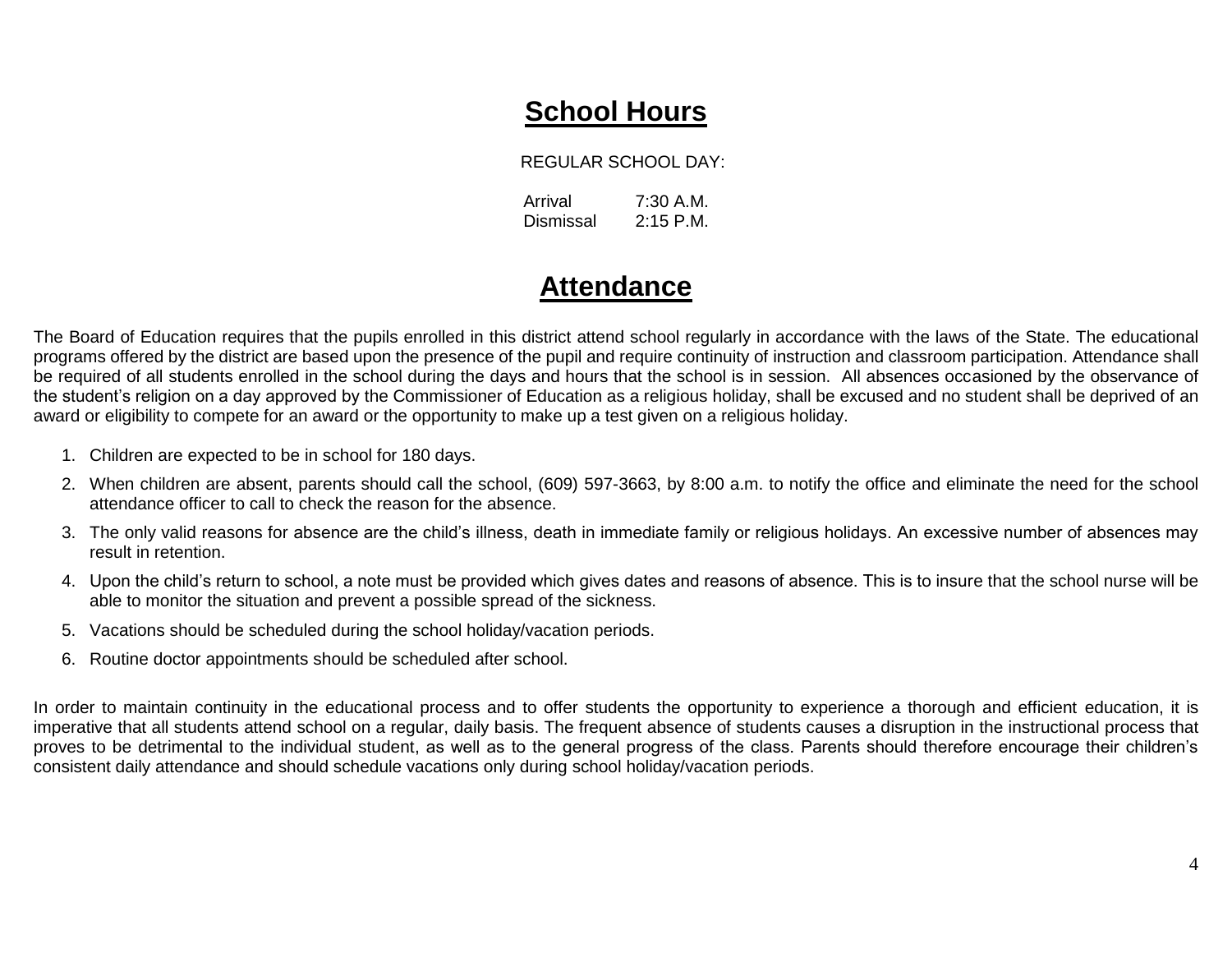# School Hours

REGULAR SCHOOL DAY:

| | |
|---|---|
| Arrival | 7:30 A.M. |
| Dismissal | 2:15 P.M. |

# Attendance

The Board of Education requires that the pupils enrolled in this district attend school regularly in accordance with the laws of the State. The educational programs offered by the district are based upon the presence of the pupil and require continuity of instruction and classroom participation. Attendance shall be required of all students enrolled in the school during the days and hours that the school is in session. All absences occasioned by the observance of the student's religion on a day approved by the Commissioner of Education as a religious holiday, shall be excused and no student shall be deprived of an award or eligibility to compete for an award or the opportunity to make up a test given on a religious holiday.

1. Children are expected to be in school for 180 days.
2. When children are absent, parents should call the school, (609) 597-3663, by 8:00 a.m. to notify the office and eliminate the need for the school attendance officer to call to check the reason for the absence.
3. The only valid reasons for absence are the child's illness, death in immediate family or religious holidays. An excessive number of absences may result in retention.
4. Upon the child's return to school, a note must be provided which gives dates and reasons of absence. This is to insure that the school nurse will be able to monitor the situation and prevent a possible spread of the sickness.
5. Vacations should be scheduled during the school holiday/vacation periods.
6. Routine doctor appointments should be scheduled after school.

In order to maintain continuity in the educational process and to offer students the opportunity to experience a thorough and efficient education, it is imperative that all students attend school on a regular, daily basis. The frequent absence of students causes a disruption in the instructional process that proves to be detrimental to the individual student, as well as to the general progress of the class. Parents should therefore encourage their children's consistent daily attendance and should schedule vacations only during school holiday/vacation periods.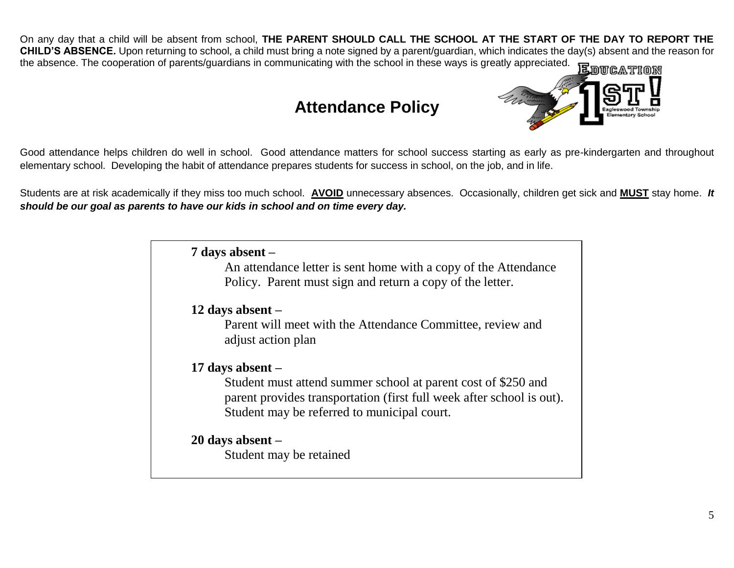On any day that a child will be absent from school, **THE PARENT SHOULD CALL THE SCHOOL AT THE START OF THE DAY TO REPORT THE CHILD'S ABSENCE.** Upon returning to school, a child must bring a note signed by a parent/guardian, which indicates the day(s) absent and the reason for the absence. The cooperation of parents/guardians in communicating with the school in these ways is greatly appreciated.

## Attendance Policy

Good attendance helps children do well in school. Good attendance matters for school success starting as early as pre-kindergarten and throughout elementary school. Developing the habit of attendance prepares students for success in school, on the job, and in life.

Students are at risk academically if they miss too much school. **AVOID** unnecessary absences. Occasionally, children get sick and **MUST** stay home. ***It should be our goal as parents to have our kids in school and on time every day.***

**7 days absent –**

An attendance letter is sent home with a copy of the Attendance Policy. Parent must sign and return a copy of the letter.

**12 days absent –**

Parent will meet with the Attendance Committee, review and adjust action plan

**17 days absent –**

Student must attend summer school at parent cost of $250 and parent provides transportation (first full week after school is out). Student may be referred to municipal court.

**20 days absent –**

Student may be retained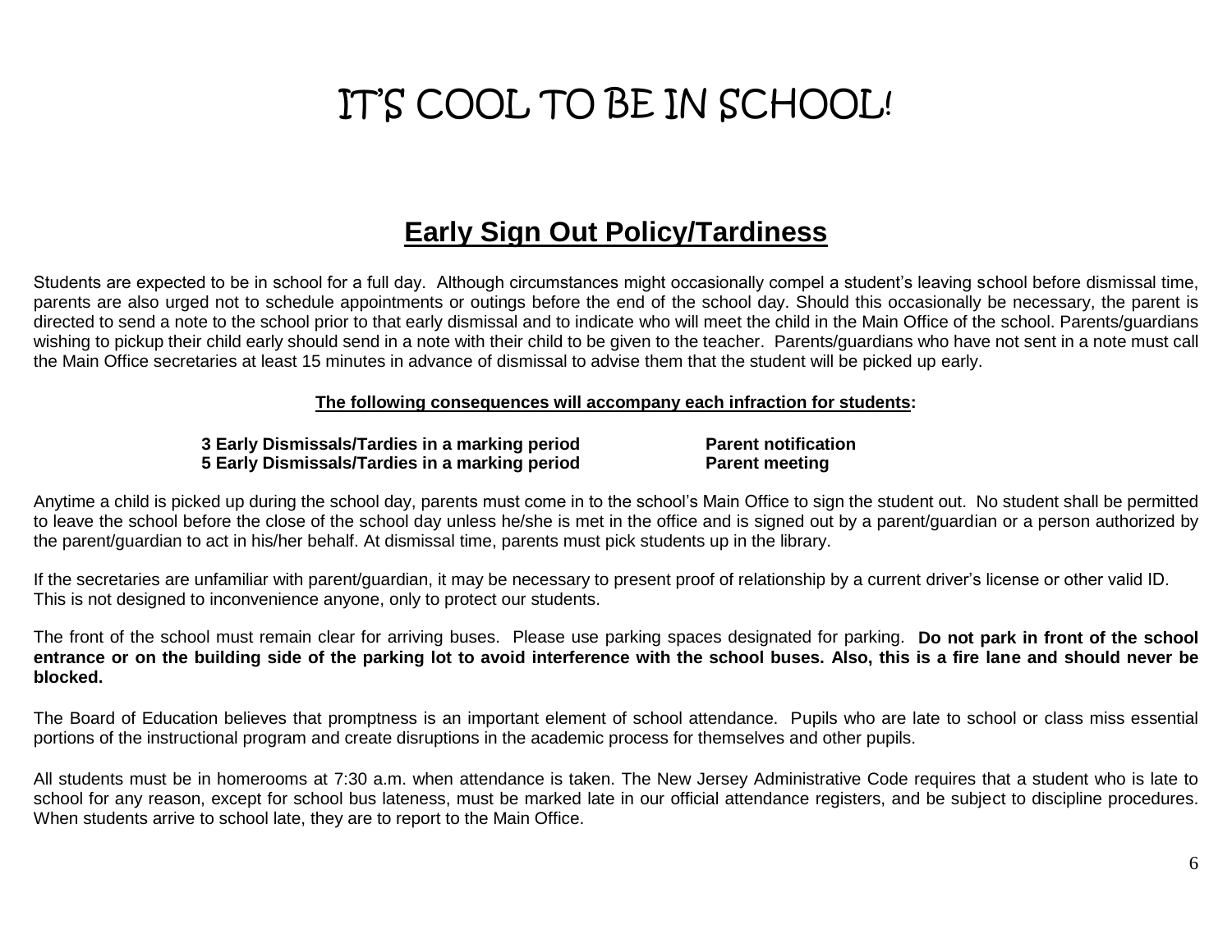# IT'S COOL TO BE IN SCHOOL!

## Early Sign Out Policy/Tardiness

Students are expected to be in school for a full day. Although circumstances might occasionally compel a student's leaving school before dismissal time, parents are also urged not to schedule appointments or outings before the end of the school day. Should this occasionally be necessary, the parent is directed to send a note to the school prior to that early dismissal and to indicate who will meet the child in the Main Office of the school. Parents/guardians wishing to pickup their child early should send in a note with their child to be given to the teacher. Parents/guardians who have not sent in a note must call the Main Office secretaries at least 15 minutes in advance of dismissal to advise them that the student will be picked up early.

**The following consequences will accompany each infraction for students:**

| | |
|---|---|
| **3 Early Dismissals/Tardies in a marking period** | **Parent notification** |
| **5 Early Dismissals/Tardies in a marking period** | **Parent meeting** |

Anytime a child is picked up during the school day, parents must come in to the school's Main Office to sign the student out. No student shall be permitted to leave the school before the close of the school day unless he/she is met in the office and is signed out by a parent/guardian or a person authorized by the parent/guardian to act in his/her behalf. At dismissal time, parents must pick students up in the library.

If the secretaries are unfamiliar with parent/guardian, it may be necessary to present proof of relationship by a current driver's license or other valid ID. This is not designed to inconvenience anyone, only to protect our students.

The front of the school must remain clear for arriving buses. Please use parking spaces designated for parking. **Do not park in front of the school entrance or on the building side of the parking lot to avoid interference with the school buses. Also, this is a fire lane and should never be blocked.**

The Board of Education believes that promptness is an important element of school attendance. Pupils who are late to school or class miss essential portions of the instructional program and create disruptions in the academic process for themselves and other pupils.

All students must be in homerooms at 7:30 a.m. when attendance is taken. The New Jersey Administrative Code requires that a student who is late to school for any reason, except for school bus lateness, must be marked late in our official attendance registers, and be subject to discipline procedures. When students arrive to school late, they are to report to the Main Office.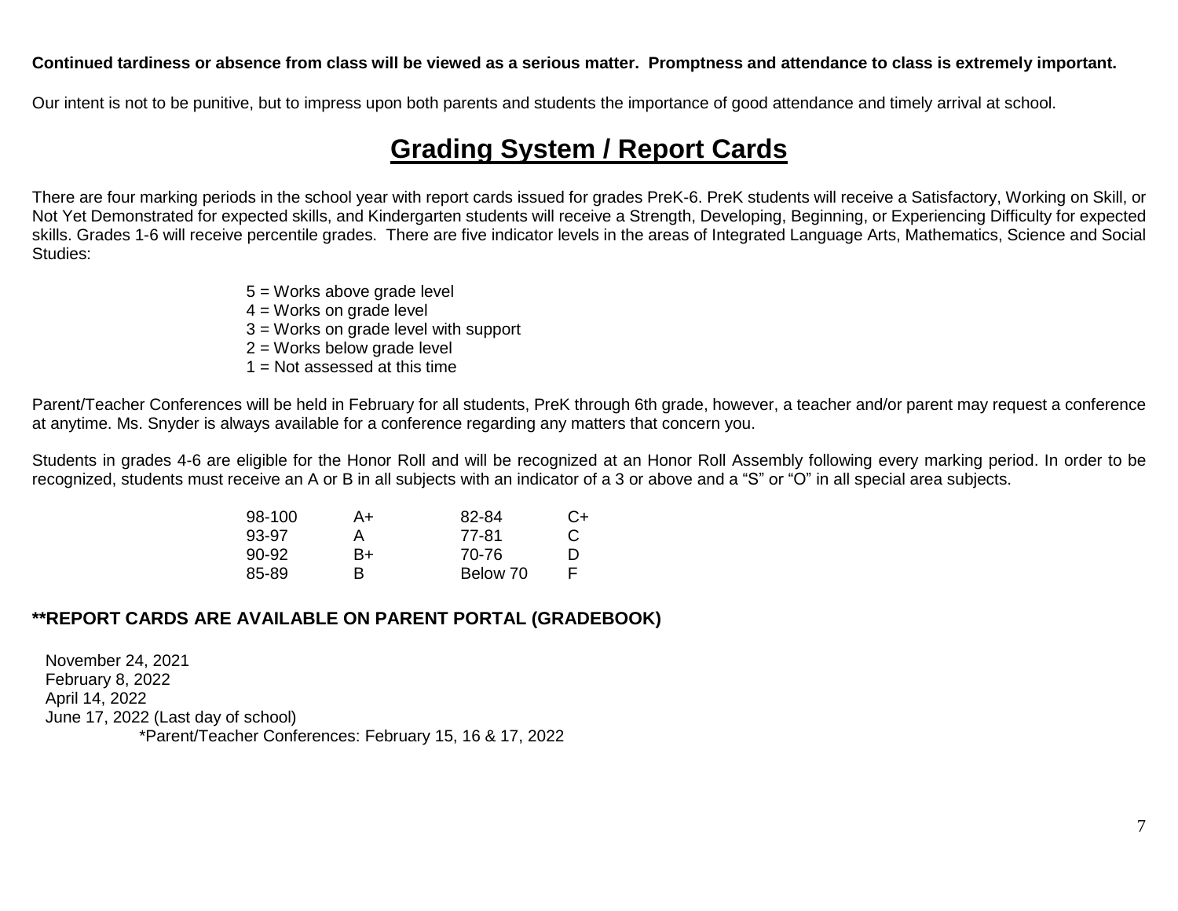**Continued tardiness or absence from class will be viewed as a serious matter. Promptness and attendance to class is extremely important.**

Our intent is not to be punitive, but to impress upon both parents and students the importance of good attendance and timely arrival at school.

# Grading System / Report Cards

There are four marking periods in the school year with report cards issued for grades PreK-6. PreK students will receive a Satisfactory, Working on Skill, or Not Yet Demonstrated for expected skills, and Kindergarten students will receive a Strength, Developing, Beginning, or Experiencing Difficulty for expected skills. Grades 1-6 will receive percentile grades. There are five indicator levels in the areas of Integrated Language Arts, Mathematics, Science and Social Studies:

5 = Works above grade level
4 = Works on grade level
3 = Works on grade level with support
2 = Works below grade level
1 = Not assessed at this time

Parent/Teacher Conferences will be held in February for all students, PreK through 6th grade, however, a teacher and/or parent may request a conference at anytime. Ms. Snyder is always available for a conference regarding any matters that concern you.

Students in grades 4-6 are eligible for the Honor Roll and will be recognized at an Honor Roll Assembly following every marking period. In order to be recognized, students must receive an A or B in all subjects with an indicator of a 3 or above and a "S" or "O" in all special area subjects.

| | | | |
|---|---|---|---|
| 98-100 | A+ | 82-84 | C+ |
| 93-97 | A | 77-81 | C |
| 90-92 | B+ | 70-76 | D |
| 85-89 | B | Below 70 | F |

**\*\*REPORT CARDS ARE AVAILABLE ON PARENT PORTAL (GRADEBOOK)**

November 24, 2021
February 8, 2022
April 14, 2022
June 17, 2022 (Last day of school)
*Parent/Teacher Conferences: February 15, 16 & 17, 2022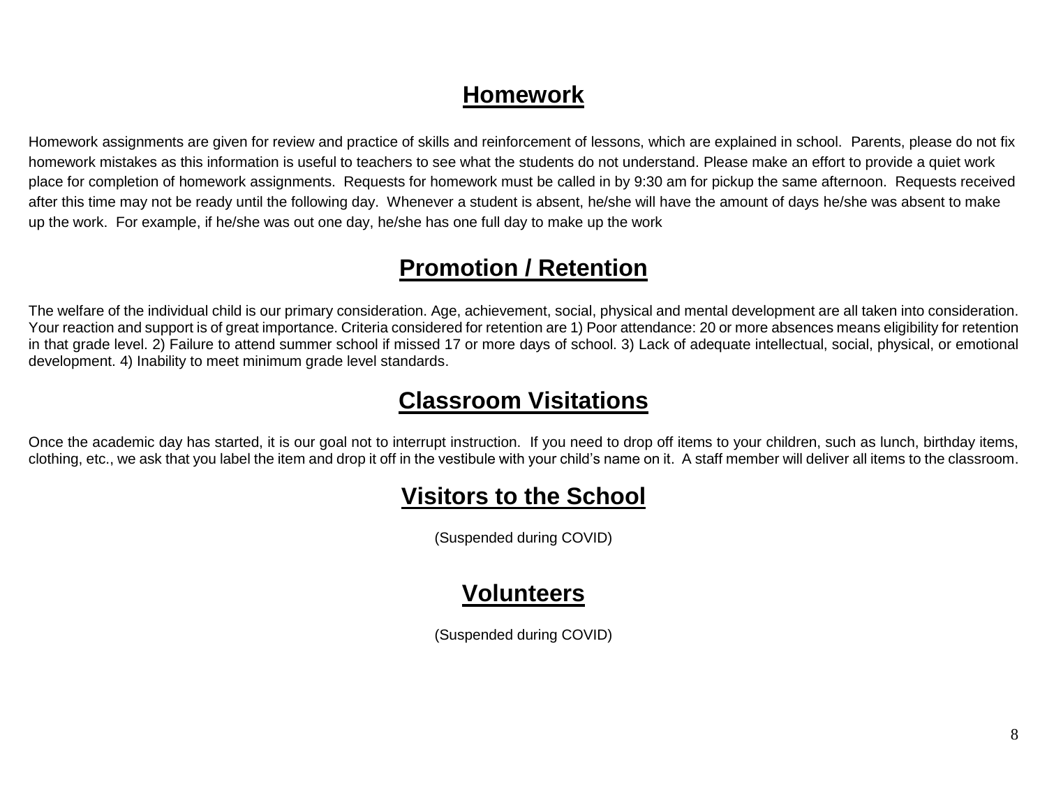## Homework

Homework assignments are given for review and practice of skills and reinforcement of lessons, which are explained in school. Parents, please do not fix homework mistakes as this information is useful to teachers to see what the students do not understand. Please make an effort to provide a quiet work place for completion of homework assignments. Requests for homework must be called in by 9:30 am for pickup the same afternoon. Requests received after this time may not be ready until the following day. Whenever a student is absent, he/she will have the amount of days he/she was absent to make up the work. For example, if he/she was out one day, he/she has one full day to make up the work

## Promotion / Retention

The welfare of the individual child is our primary consideration. Age, achievement, social, physical and mental development are all taken into consideration. Your reaction and support is of great importance. Criteria considered for retention are 1) Poor attendance: 20 or more absences means eligibility for retention in that grade level. 2) Failure to attend summer school if missed 17 or more days of school. 3) Lack of adequate intellectual, social, physical, or emotional development. 4) Inability to meet minimum grade level standards.

## Classroom Visitations

Once the academic day has started, it is our goal not to interrupt instruction. If you need to drop off items to your children, such as lunch, birthday items, clothing, etc., we ask that you label the item and drop it off in the vestibule with your child's name on it. A staff member will deliver all items to the classroom.

## Visitors to the School

(Suspended during COVID)

## Volunteers

(Suspended during COVID)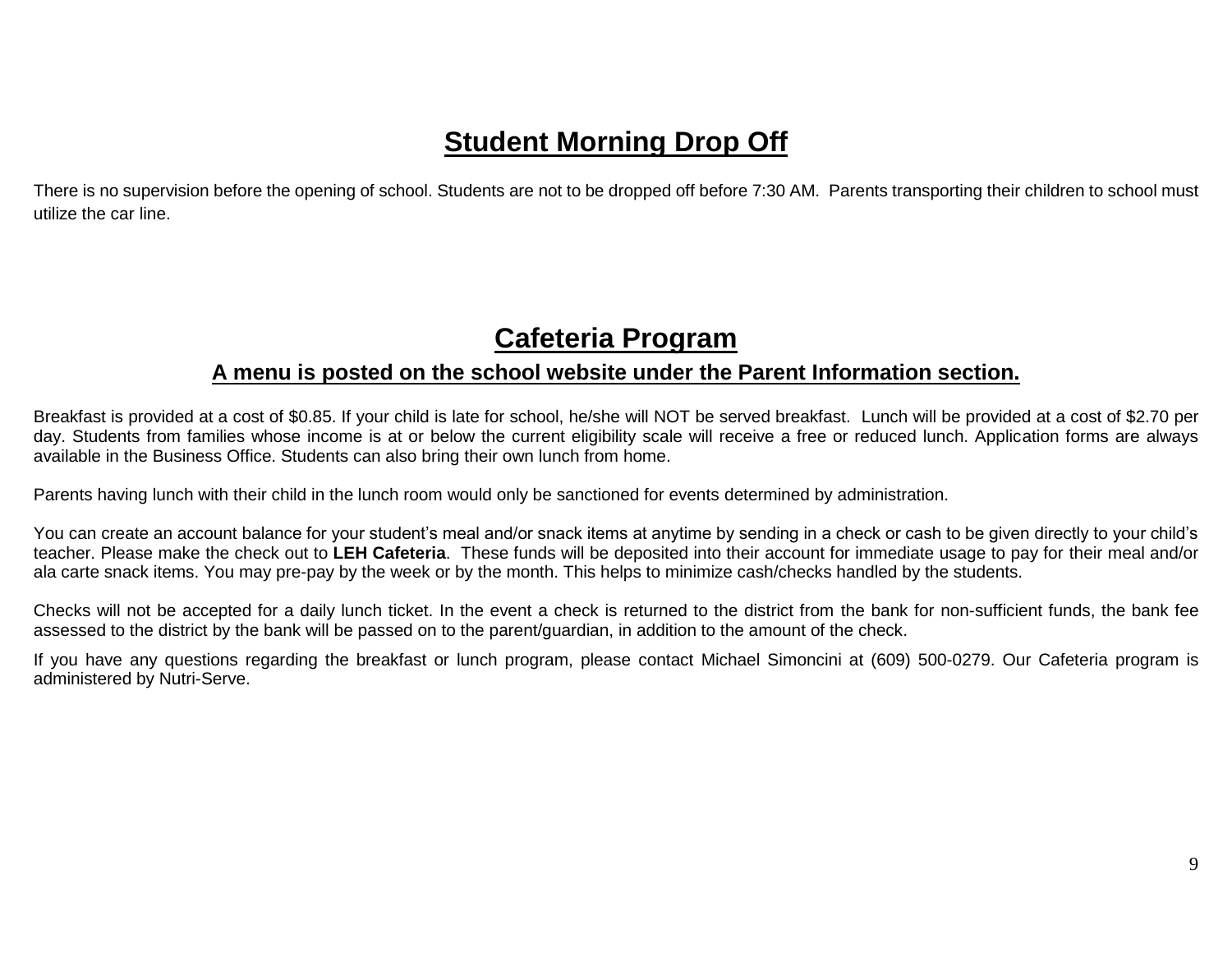## Student Morning Drop Off

There is no supervision before the opening of school. Students are not to be dropped off before 7:30 AM. Parents transporting their children to school must utilize the car line.

## Cafeteria Program

### A menu is posted on the school website under the Parent Information section.

Breakfast is provided at a cost of $0.85. If your child is late for school, he/she will NOT be served breakfast. Lunch will be provided at a cost of $2.70 per day. Students from families whose income is at or below the current eligibility scale will receive a free or reduced lunch. Application forms are always available in the Business Office. Students can also bring their own lunch from home.

Parents having lunch with their child in the lunch room would only be sanctioned for events determined by administration.

You can create an account balance for your student's meal and/or snack items at anytime by sending in a check or cash to be given directly to your child's teacher. Please make the check out to **LEH Cafeteria**. These funds will be deposited into their account for immediate usage to pay for their meal and/or ala carte snack items. You may pre-pay by the week or by the month. This helps to minimize cash/checks handled by the students.

Checks will not be accepted for a daily lunch ticket. In the event a check is returned to the district from the bank for non-sufficient funds, the bank fee assessed to the district by the bank will be passed on to the parent/guardian, in addition to the amount of the check.

If you have any questions regarding the breakfast or lunch program, please contact Michael Simoncini at (609) 500-0279. Our Cafeteria program is administered by Nutri-Serve.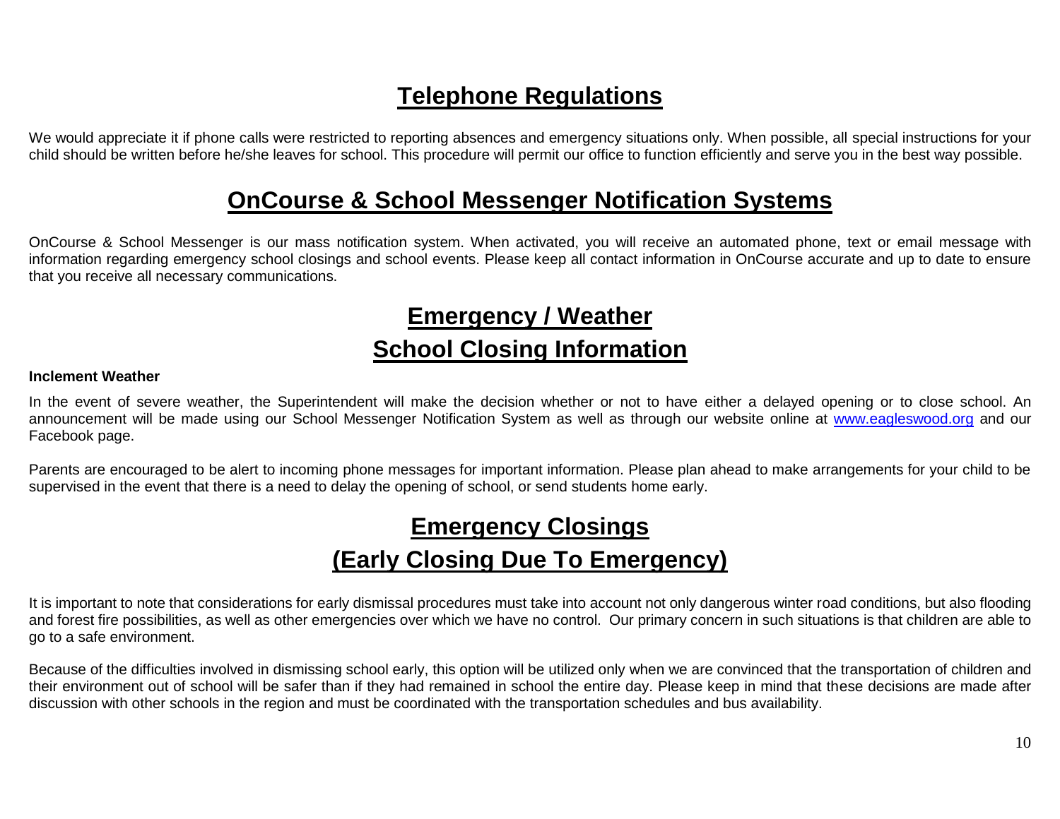## Telephone Regulations

We would appreciate it if phone calls were restricted to reporting absences and emergency situations only. When possible, all special instructions for your child should be written before he/she leaves for school. This procedure will permit our office to function efficiently and serve you in the best way possible.

## OnCourse & School Messenger Notification Systems

OnCourse & School Messenger is our mass notification system. When activated, you will receive an automated phone, text or email message with information regarding emergency school closings and school events. Please keep all contact information in OnCourse accurate and up to date to ensure that you receive all necessary communications.

## Emergency / Weather School Closing Information

**Inclement Weather**

In the event of severe weather, the Superintendent will make the decision whether or not to have either a delayed opening or to close school. An announcement will be made using our School Messenger Notification System as well as through our website online at [www.eagleswood.org](http://www.eagleswood.org) and our Facebook page.

Parents are encouraged to be alert to incoming phone messages for important information. Please plan ahead to make arrangements for your child to be supervised in the event that there is a need to delay the opening of school, or send students home early.

## Emergency Closings (Early Closing Due To Emergency)

It is important to note that considerations for early dismissal procedures must take into account not only dangerous winter road conditions, but also flooding and forest fire possibilities, as well as other emergencies over which we have no control. Our primary concern in such situations is that children are able to go to a safe environment.

Because of the difficulties involved in dismissing school early, this option will be utilized only when we are convinced that the transportation of children and their environment out of school will be safer than if they had remained in school the entire day. Please keep in mind that these decisions are made after discussion with other schools in the region and must be coordinated with the transportation schedules and bus availability.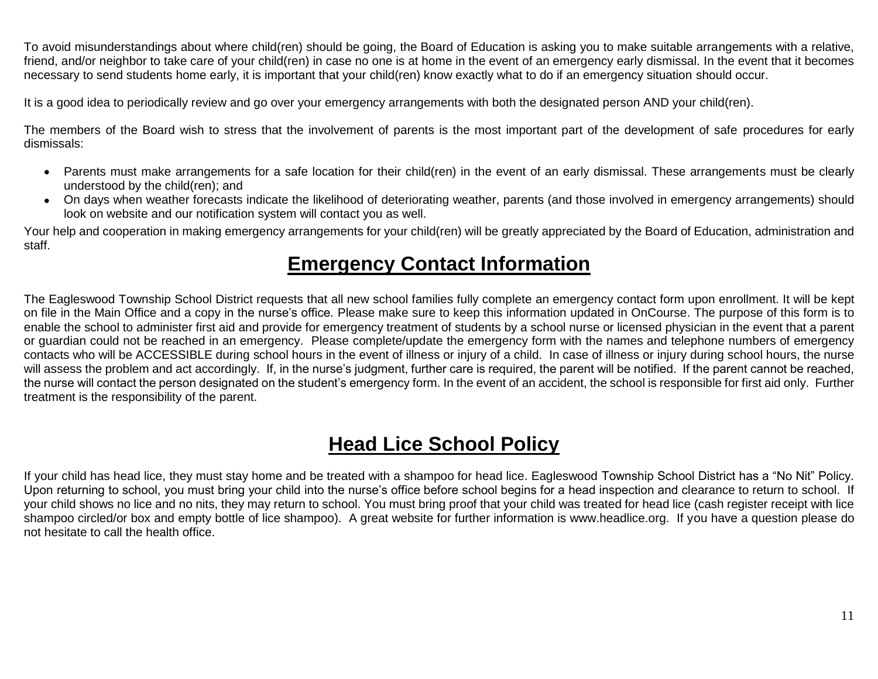To avoid misunderstandings about where child(ren) should be going, the Board of Education is asking you to make suitable arrangements with a relative, friend, and/or neighbor to take care of your child(ren) in case no one is at home in the event of an emergency early dismissal. In the event that it becomes necessary to send students home early, it is important that your child(ren) know exactly what to do if an emergency situation should occur.

It is a good idea to periodically review and go over your emergency arrangements with both the designated person AND your child(ren).

The members of the Board wish to stress that the involvement of parents is the most important part of the development of safe procedures for early dismissals:

- Parents must make arrangements for a safe location for their child(ren) in the event of an early dismissal. These arrangements must be clearly understood by the child(ren); and
- On days when weather forecasts indicate the likelihood of deteriorating weather, parents (and those involved in emergency arrangements) should look on website and our notification system will contact you as well.

Your help and cooperation in making emergency arrangements for your child(ren) will be greatly appreciated by the Board of Education, administration and staff.

# Emergency Contact Information

The Eagleswood Township School District requests that all new school families fully complete an emergency contact form upon enrollment. It will be kept on file in the Main Office and a copy in the nurse's office. Please make sure to keep this information updated in OnCourse. The purpose of this form is to enable the school to administer first aid and provide for emergency treatment of students by a school nurse or licensed physician in the event that a parent or guardian could not be reached in an emergency. Please complete/update the emergency form with the names and telephone numbers of emergency contacts who will be ACCESSIBLE during school hours in the event of illness or injury of a child. In case of illness or injury during school hours, the nurse will assess the problem and act accordingly. If, in the nurse's judgment, further care is required, the parent will be notified. If the parent cannot be reached, the nurse will contact the person designated on the student's emergency form. In the event of an accident, the school is responsible for first aid only. Further treatment is the responsibility of the parent.

# Head Lice School Policy

If your child has head lice, they must stay home and be treated with a shampoo for head lice. Eagleswood Township School District has a "No Nit" Policy. Upon returning to school, you must bring your child into the nurse's office before school begins for a head inspection and clearance to return to school. If your child shows no lice and no nits, they may return to school. You must bring proof that your child was treated for head lice (cash register receipt with lice shampoo circled/or box and empty bottle of lice shampoo). A great website for further information is www.headlice.org. If you have a question please do not hesitate to call the health office.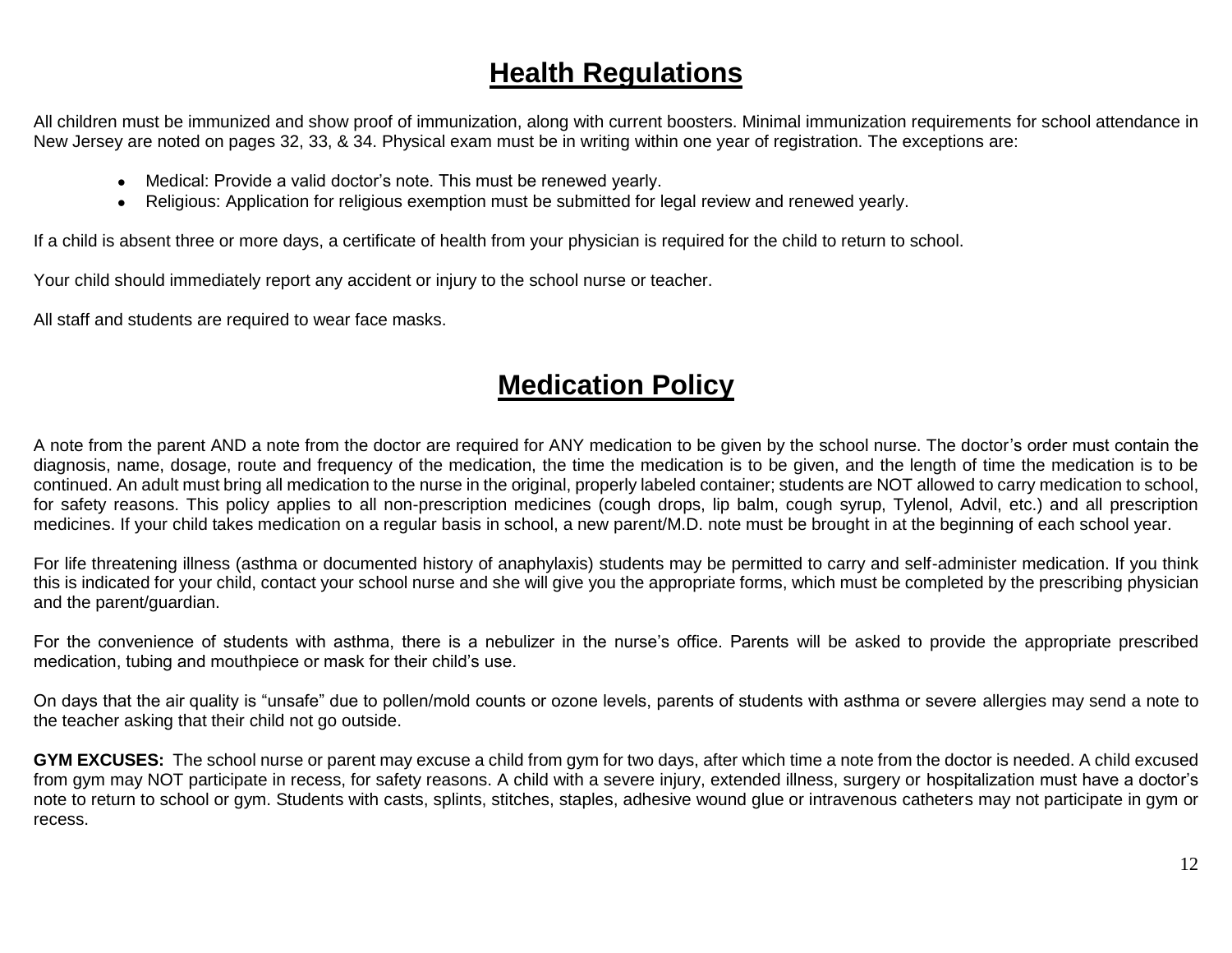# Health Regulations

All children must be immunized and show proof of immunization, along with current boosters. Minimal immunization requirements for school attendance in New Jersey are noted on pages 32, 33, & 34. Physical exam must be in writing within one year of registration. The exceptions are:

- Medical: Provide a valid doctor's note. This must be renewed yearly.
- Religious: Application for religious exemption must be submitted for legal review and renewed yearly.

If a child is absent three or more days, a certificate of health from your physician is required for the child to return to school.

Your child should immediately report any accident or injury to the school nurse or teacher.

All staff and students are required to wear face masks.

# Medication Policy

A note from the parent AND a note from the doctor are required for ANY medication to be given by the school nurse. The doctor's order must contain the diagnosis, name, dosage, route and frequency of the medication, the time the medication is to be given, and the length of time the medication is to be continued. An adult must bring all medication to the nurse in the original, properly labeled container; students are NOT allowed to carry medication to school, for safety reasons. This policy applies to all non-prescription medicines (cough drops, lip balm, cough syrup, Tylenol, Advil, etc.) and all prescription medicines. If your child takes medication on a regular basis in school, a new parent/M.D. note must be brought in at the beginning of each school year.

For life threatening illness (asthma or documented history of anaphylaxis) students may be permitted to carry and self-administer medication. If you think this is indicated for your child, contact your school nurse and she will give you the appropriate forms, which must be completed by the prescribing physician and the parent/guardian.

For the convenience of students with asthma, there is a nebulizer in the nurse's office. Parents will be asked to provide the appropriate prescribed medication, tubing and mouthpiece or mask for their child's use.

On days that the air quality is "unsafe" due to pollen/mold counts or ozone levels, parents of students with asthma or severe allergies may send a note to the teacher asking that their child not go outside.

**GYM EXCUSES:** The school nurse or parent may excuse a child from gym for two days, after which time a note from the doctor is needed. A child excused from gym may NOT participate in recess, for safety reasons. A child with a severe injury, extended illness, surgery or hospitalization must have a doctor's note to return to school or gym. Students with casts, splints, stitches, staples, adhesive wound glue or intravenous catheters may not participate in gym or recess.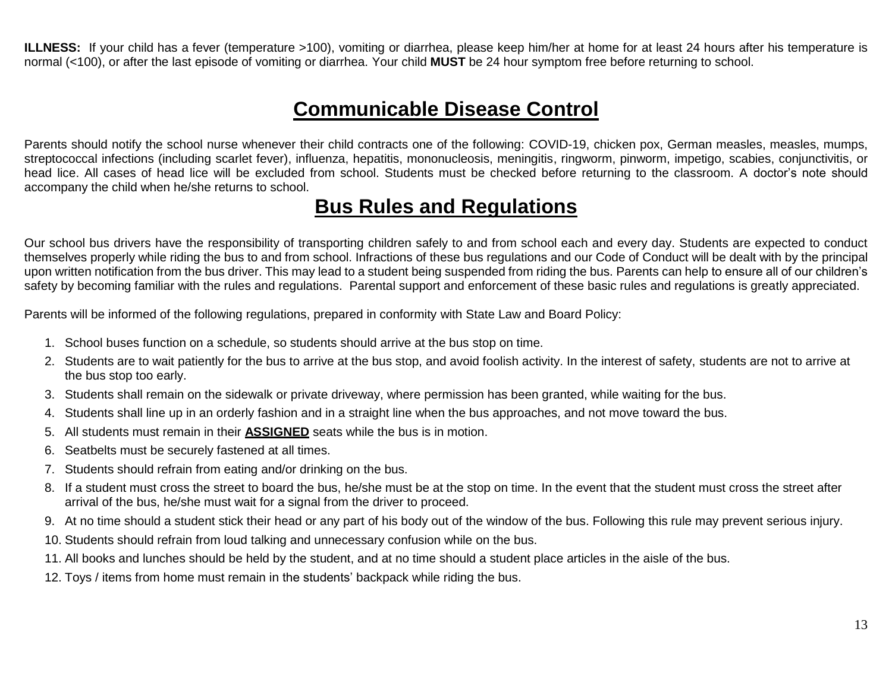**ILLNESS:** If your child has a fever (temperature >100), vomiting or diarrhea, please keep him/her at home for at least 24 hours after his temperature is normal (<100), or after the last episode of vomiting or diarrhea. Your child **MUST** be 24 hour symptom free before returning to school.

## Communicable Disease Control

Parents should notify the school nurse whenever their child contracts one of the following: COVID-19, chicken pox, German measles, measles, mumps, streptococcal infections (including scarlet fever), influenza, hepatitis, mononucleosis, meningitis, ringworm, pinworm, impetigo, scabies, conjunctivitis, or head lice. All cases of head lice will be excluded from school. Students must be checked before returning to the classroom. A doctor's note should accompany the child when he/she returns to school.

## Bus Rules and Regulations

Our school bus drivers have the responsibility of transporting children safely to and from school each and every day. Students are expected to conduct themselves properly while riding the bus to and from school. Infractions of these bus regulations and our Code of Conduct will be dealt with by the principal upon written notification from the bus driver. This may lead to a student being suspended from riding the bus. Parents can help to ensure all of our children's safety by becoming familiar with the rules and regulations. Parental support and enforcement of these basic rules and regulations is greatly appreciated.

Parents will be informed of the following regulations, prepared in conformity with State Law and Board Policy:

1. School buses function on a schedule, so students should arrive at the bus stop on time.
2. Students are to wait patiently for the bus to arrive at the bus stop, and avoid foolish activity. In the interest of safety, students are not to arrive at the bus stop too early.
3. Students shall remain on the sidewalk or private driveway, where permission has been granted, while waiting for the bus.
4. Students shall line up in an orderly fashion and in a straight line when the bus approaches, and not move toward the bus.
5. All students must remain in their **ASSIGNED** seats while the bus is in motion.
6. Seatbelts must be securely fastened at all times.
7. Students should refrain from eating and/or drinking on the bus.
8. If a student must cross the street to board the bus, he/she must be at the stop on time. In the event that the student must cross the street after arrival of the bus, he/she must wait for a signal from the driver to proceed.
9. At no time should a student stick their head or any part of his body out of the window of the bus. Following this rule may prevent serious injury.
10. Students should refrain from loud talking and unnecessary confusion while on the bus.
11. All books and lunches should be held by the student, and at no time should a student place articles in the aisle of the bus.
12. Toys / items from home must remain in the students' backpack while riding the bus.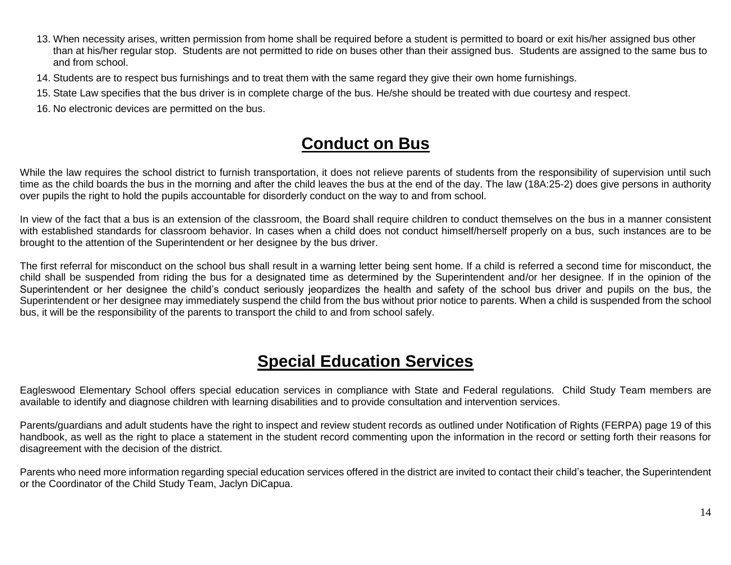13. When necessity arises, written permission from home shall be required before a student is permitted to board or exit his/her assigned bus other than at his/her regular stop. Students are not permitted to ride on buses other than their assigned bus. Students are assigned to the same bus to and from school.
14. Students are to respect bus furnishings and to treat them with the same regard they give their own home furnishings.
15. State Law specifies that the bus driver is in complete charge of the bus. He/she should be treated with due courtesy and respect.
16. No electronic devices are permitted on the bus.

## Conduct on Bus

While the law requires the school district to furnish transportation, it does not relieve parents of students from the responsibility of supervision until such time as the child boards the bus in the morning and after the child leaves the bus at the end of the day. The law (18A:25-2) does give persons in authority over pupils the right to hold the pupils accountable for disorderly conduct on the way to and from school.

In view of the fact that a bus is an extension of the classroom, the Board shall require children to conduct themselves on the bus in a manner consistent with established standards for classroom behavior. In cases when a child does not conduct himself/herself properly on a bus, such instances are to be brought to the attention of the Superintendent or her designee by the bus driver.

The first referral for misconduct on the school bus shall result in a warning letter being sent home. If a child is referred a second time for misconduct, the child shall be suspended from riding the bus for a designated time as determined by the Superintendent and/or her designee. If in the opinion of the Superintendent or her designee the child's conduct seriously jeopardizes the health and safety of the school bus driver and pupils on the bus, the Superintendent or her designee may immediately suspend the child from the bus without prior notice to parents. When a child is suspended from the school bus, it will be the responsibility of the parents to transport the child to and from school safely.

## Special Education Services

Eagleswood Elementary School offers special education services in compliance with State and Federal regulations. Child Study Team members are available to identify and diagnose children with learning disabilities and to provide consultation and intervention services.

Parents/guardians and adult students have the right to inspect and review student records as outlined under Notification of Rights (FERPA) page 19 of this handbook, as well as the right to place a statement in the student record commenting upon the information in the record or setting forth their reasons for disagreement with the decision of the district.

Parents who need more information regarding special education services offered in the district are invited to contact their child's teacher, the Superintendent or the Coordinator of the Child Study Team, Jaclyn DiCapua.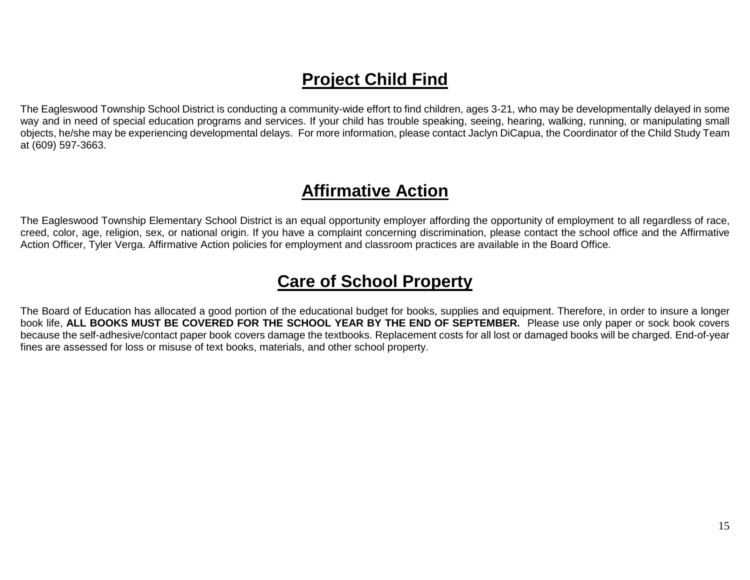## Project Child Find

The Eagleswood Township School District is conducting a community-wide effort to find children, ages 3-21, who may be developmentally delayed in some way and in need of special education programs and services. If your child has trouble speaking, seeing, hearing, walking, running, or manipulating small objects, he/she may be experiencing developmental delays. For more information, please contact Jaclyn DiCapua, the Coordinator of the Child Study Team at (609) 597-3663.

## Affirmative Action

The Eagleswood Township Elementary School District is an equal opportunity employer affording the opportunity of employment to all regardless of race, creed, color, age, religion, sex, or national origin. If you have a complaint concerning discrimination, please contact the school office and the Affirmative Action Officer, Tyler Verga. Affirmative Action policies for employment and classroom practices are available in the Board Office.

## Care of School Property

The Board of Education has allocated a good portion of the educational budget for books, supplies and equipment. Therefore, in order to insure a longer book life, **ALL BOOKS MUST BE COVERED FOR THE SCHOOL YEAR BY THE END OF SEPTEMBER.** Please use only paper or sock book covers because the self-adhesive/contact paper book covers damage the textbooks. Replacement costs for all lost or damaged books will be charged. End-of-year fines are assessed for loss or misuse of text books, materials, and other school property.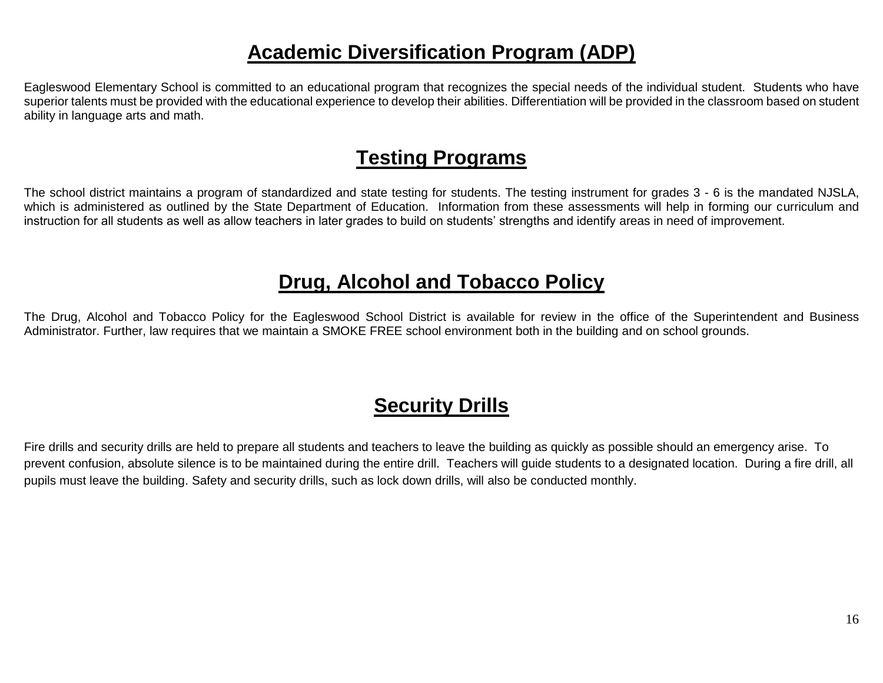## Academic Diversification Program (ADP)

Eagleswood Elementary School is committed to an educational program that recognizes the special needs of the individual student. Students who have superior talents must be provided with the educational experience to develop their abilities. Differentiation will be provided in the classroom based on student ability in language arts and math.

## Testing Programs

The school district maintains a program of standardized and state testing for students. The testing instrument for grades 3 - 6 is the mandated NJSLA, which is administered as outlined by the State Department of Education. Information from these assessments will help in forming our curriculum and instruction for all students as well as allow teachers in later grades to build on students' strengths and identify areas in need of improvement.

## Drug, Alcohol and Tobacco Policy

The Drug, Alcohol and Tobacco Policy for the Eagleswood School District is available for review in the office of the Superintendent and Business Administrator. Further, law requires that we maintain a SMOKE FREE school environment both in the building and on school grounds.

## Security Drills

Fire drills and security drills are held to prepare all students and teachers to leave the building as quickly as possible should an emergency arise. To prevent confusion, absolute silence is to be maintained during the entire drill. Teachers will guide students to a designated location. During a fire drill, all pupils must leave the building. Safety and security drills, such as lock down drills, will also be conducted monthly.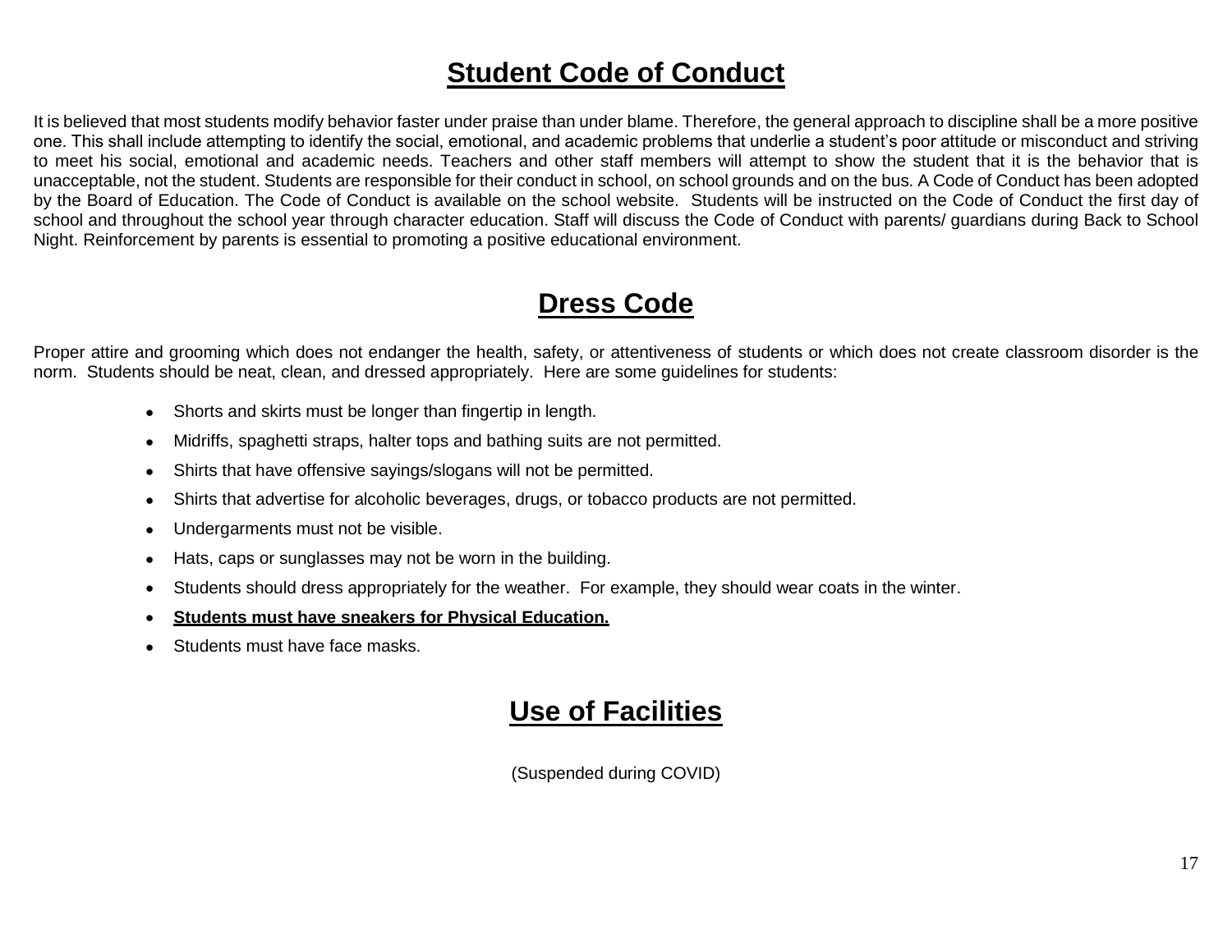# Student Code of Conduct

It is believed that most students modify behavior faster under praise than under blame. Therefore, the general approach to discipline shall be a more positive one. This shall include attempting to identify the social, emotional, and academic problems that underlie a student's poor attitude or misconduct and striving to meet his social, emotional and academic needs. Teachers and other staff members will attempt to show the student that it is the behavior that is unacceptable, not the student. Students are responsible for their conduct in school, on school grounds and on the bus. A Code of Conduct has been adopted by the Board of Education. The Code of Conduct is available on the school website. Students will be instructed on the Code of Conduct the first day of school and throughout the school year through character education. Staff will discuss the Code of Conduct with parents/ guardians during Back to School Night. Reinforcement by parents is essential to promoting a positive educational environment.

# Dress Code

Proper attire and grooming which does not endanger the health, safety, or attentiveness of students or which does not create classroom disorder is the norm. Students should be neat, clean, and dressed appropriately. Here are some guidelines for students:

- Shorts and skirts must be longer than fingertip in length.
- Midriffs, spaghetti straps, halter tops and bathing suits are not permitted.
- Shirts that have offensive sayings/slogans will not be permitted.
- Shirts that advertise for alcoholic beverages, drugs, or tobacco products are not permitted.
- Undergarments must not be visible.
- Hats, caps or sunglasses may not be worn in the building.
- Students should dress appropriately for the weather. For example, they should wear coats in the winter.
- **Students must have sneakers for Physical Education.**
- Students must have face masks.

# Use of Facilities

(Suspended during COVID)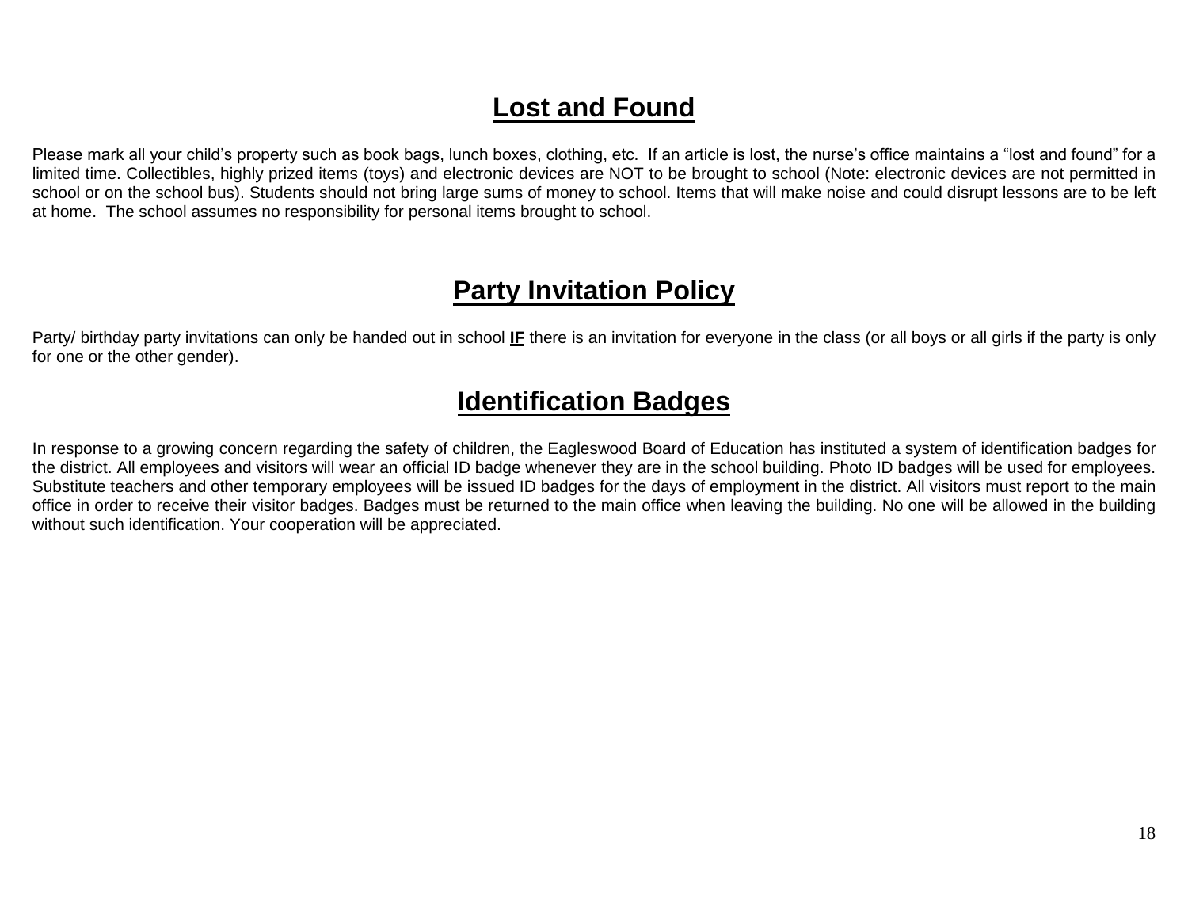## Lost and Found

Please mark all your child's property such as book bags, lunch boxes, clothing, etc. If an article is lost, the nurse's office maintains a "lost and found" for a limited time. Collectibles, highly prized items (toys) and electronic devices are NOT to be brought to school (Note: electronic devices are not permitted in school or on the school bus). Students should not bring large sums of money to school. Items that will make noise and could disrupt lessons are to be left at home. The school assumes no responsibility for personal items brought to school.

## Party Invitation Policy

Party/ birthday party invitations can only be handed out in school **IF** there is an invitation for everyone in the class (or all boys or all girls if the party is only for one or the other gender).

## Identification Badges

In response to a growing concern regarding the safety of children, the Eagleswood Board of Education has instituted a system of identification badges for the district. All employees and visitors will wear an official ID badge whenever they are in the school building. Photo ID badges will be used for employees. Substitute teachers and other temporary employees will be issued ID badges for the days of employment in the district. All visitors must report to the main office in order to receive their visitor badges. Badges must be returned to the main office when leaving the building. No one will be allowed in the building without such identification. Your cooperation will be appreciated.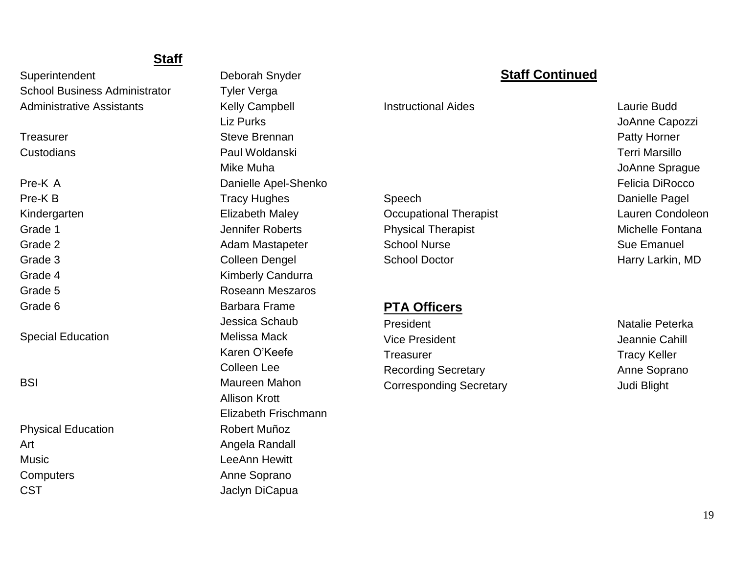## Staff

| Position | Name |
| --- | --- |
| Superintendent | Deborah Snyder |
| School Business Administrator | Tyler Verga |
| Administrative Assistants | Kelly Campbell |
| | Liz Purks |
| Treasurer | Steve Brennan |
| Custodians | Paul Woldanski |
| | Mike Muha |
| Pre-K A | Danielle Apel-Shenko |
| Pre-K B | Tracy Hughes |
| Kindergarten | Elizabeth Maley |
| Grade 1 | Jennifer Roberts |
| Grade 2 | Adam Mastapeter |
| Grade 3 | Colleen Dengel |
| Grade 4 | Kimberly Candurra |
| Grade 5 | Roseann Meszaros |
| Grade 6 | Barbara Frame |
| | Jessica Schaub |
| Special Education | Melissa Mack |
| | Karen O'Keefe |
| | Colleen Lee |
| BSI | Maureen Mahon |
| | Allison Krott |
| | Elizabeth Frischmann |
| Physical Education | Robert Muñoz |
| Art | Angela Randall |
| Music | LeeAnn Hewitt |
| Computers | Anne Soprano |
| CST | Jaclyn DiCapua |

## Staff Continued

| Position | Name |
| --- | --- |
| Instructional Aides | Laurie Budd |
| | JoAnne Capozzi |
| | Patty Horner |
| | Terri Marsillo |
| | JoAnne Sprague |
| | Felicia DiRocco |
| Speech | Danielle Pagel |
| Occupational Therapist | Lauren Condoleon |
| Physical Therapist | Michelle Fontana |
| School Nurse | Sue Emanuel |
| School Doctor | Harry Larkin, MD |

## PTA Officers

| Position | Name |
| --- | --- |
| President | Natalie Peterka |
| Vice President | Jeannie Cahill |
| Treasurer | Tracy Keller |
| Recording Secretary | Anne Soprano |
| Corresponding Secretary | Judi Blight |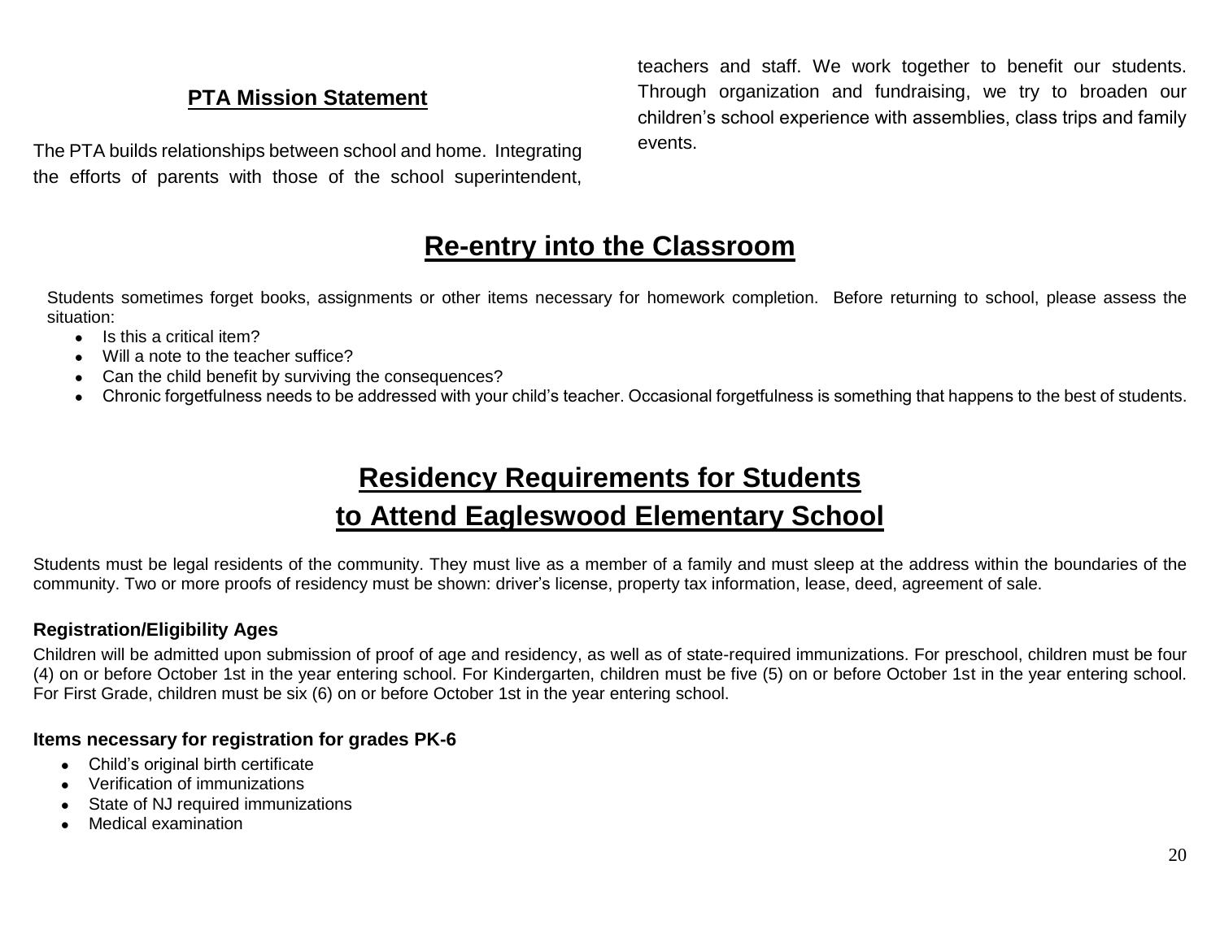## PTA Mission Statement

The PTA builds relationships between school and home. Integrating the efforts of parents with those of the school superintendent, teachers and staff. We work together to benefit our students. Through organization and fundraising, we try to broaden our children's school experience with assemblies, class trips and family events.

# Re-entry into the Classroom

Students sometimes forget books, assignments or other items necessary for homework completion. Before returning to school, please assess the situation:

- Is this a critical item?
- Will a note to the teacher suffice?
- Can the child benefit by surviving the consequences?
- Chronic forgetfulness needs to be addressed with your child's teacher. Occasional forgetfulness is something that happens to the best of students.

# Residency Requirements for Students to Attend Eagleswood Elementary School

Students must be legal residents of the community. They must live as a member of a family and must sleep at the address within the boundaries of the community. Two or more proofs of residency must be shown: driver's license, property tax information, lease, deed, agreement of sale.

### Registration/Eligibility Ages

Children will be admitted upon submission of proof of age and residency, as well as of state-required immunizations. For preschool, children must be four (4) on or before October 1st in the year entering school. For Kindergarten, children must be five (5) on or before October 1st in the year entering school. For First Grade, children must be six (6) on or before October 1st in the year entering school.

### Items necessary for registration for grades PK-6

- Child's original birth certificate
- Verification of immunizations
- State of NJ required immunizations
- Medical examination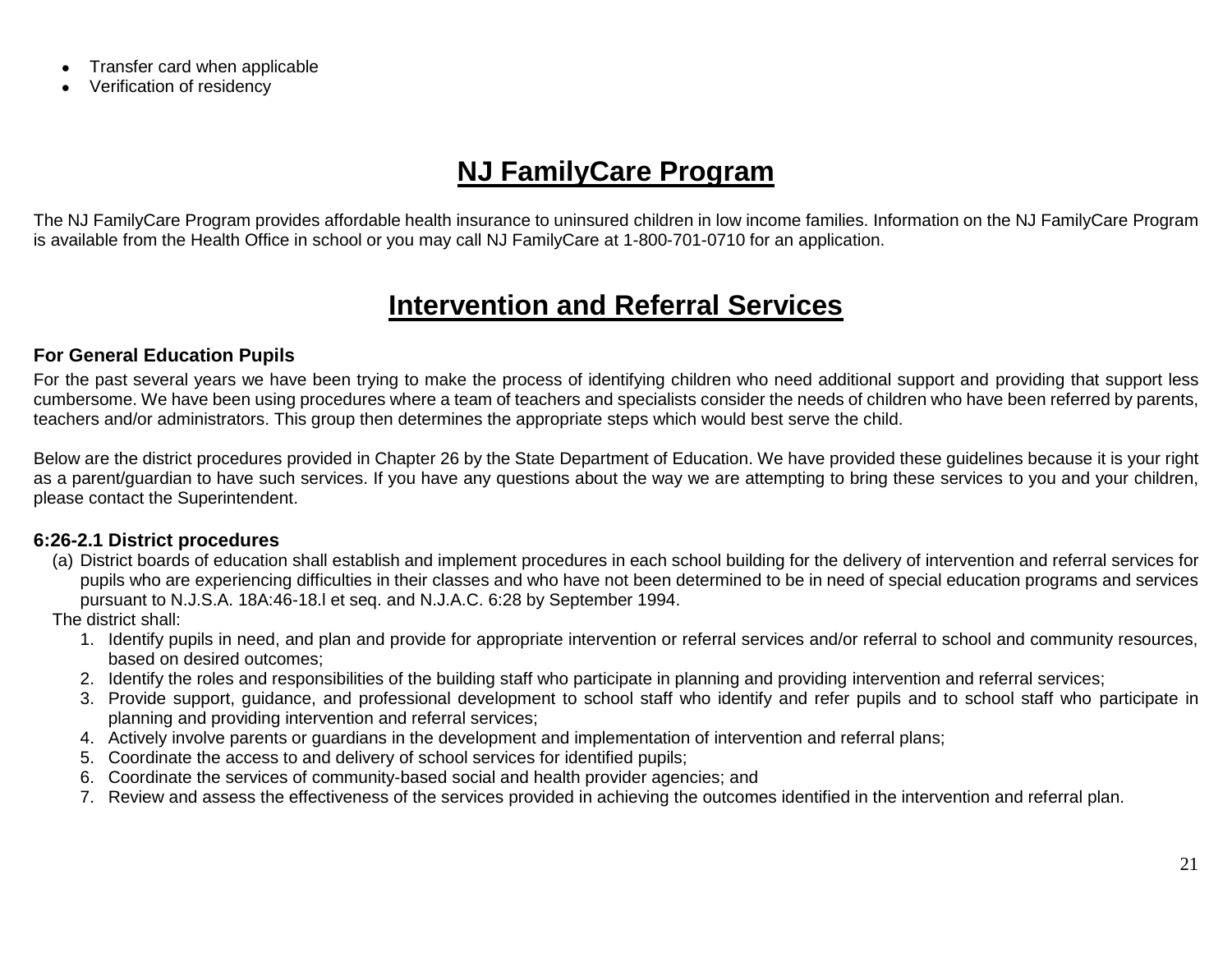- Transfer card when applicable
- Verification of residency

## NJ FamilyCare Program

The NJ FamilyCare Program provides affordable health insurance to uninsured children in low income families. Information on the NJ FamilyCare Program is available from the Health Office in school or you may call NJ FamilyCare at 1-800-701-0710 for an application.

## Intervention and Referral Services

### For General Education Pupils

For the past several years we have been trying to make the process of identifying children who need additional support and providing that support less cumbersome. We have been using procedures where a team of teachers and specialists consider the needs of children who have been referred by parents, teachers and/or administrators. This group then determines the appropriate steps which would best serve the child.

Below are the district procedures provided in Chapter 26 by the State Department of Education. We have provided these guidelines because it is your right as a parent/guardian to have such services. If you have any questions about the way we are attempting to bring these services to you and your children, please contact the Superintendent.

### 6:26-2.1 District procedures

(a) District boards of education shall establish and implement procedures in each school building for the delivery of intervention and referral services for pupils who are experiencing difficulties in their classes and who have not been determined to be in need of special education programs and services pursuant to N.J.S.A. 18A:46-18.l et seq. and N.J.A.C. 6:28 by September 1994.

The district shall:

1. Identify pupils in need, and plan and provide for appropriate intervention or referral services and/or referral to school and community resources, based on desired outcomes;
2. Identify the roles and responsibilities of the building staff who participate in planning and providing intervention and referral services;
3. Provide support, guidance, and professional development to school staff who identify and refer pupils and to school staff who participate in planning and providing intervention and referral services;
4. Actively involve parents or guardians in the development and implementation of intervention and referral plans;
5. Coordinate the access to and delivery of school services for identified pupils;
6. Coordinate the services of community-based social and health provider agencies; and
7. Review and assess the effectiveness of the services provided in achieving the outcomes identified in the intervention and referral plan.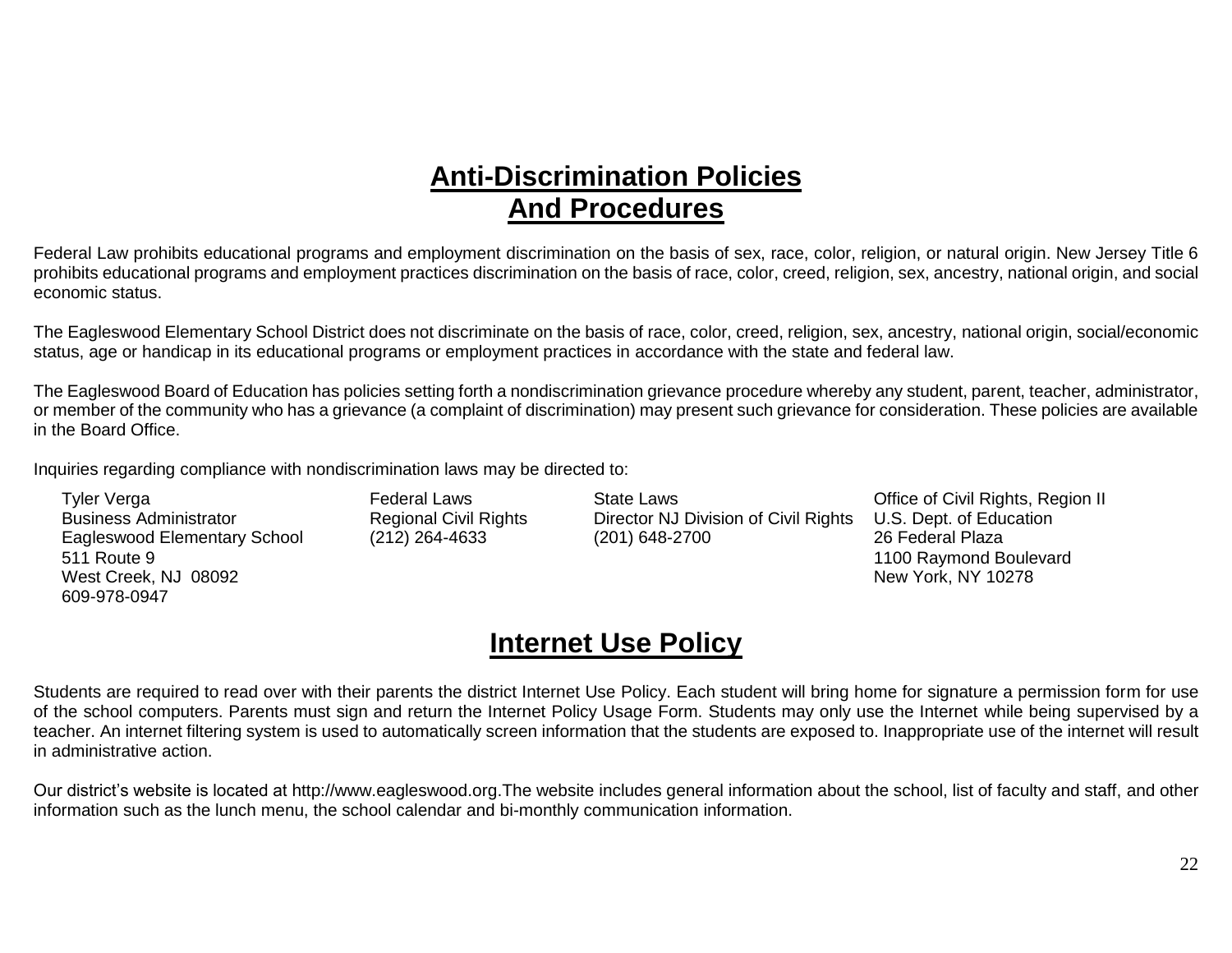# Anti-Discrimination Policies And Procedures

Federal Law prohibits educational programs and employment discrimination on the basis of sex, race, color, religion, or natural origin. New Jersey Title 6 prohibits educational programs and employment practices discrimination on the basis of race, color, creed, religion, sex, ancestry, national origin, and social economic status.

The Eagleswood Elementary School District does not discriminate on the basis of race, color, creed, religion, sex, ancestry, national origin, social/economic status, age or handicap in its educational programs or employment practices in accordance with the state and federal law.

The Eagleswood Board of Education has policies setting forth a nondiscrimination grievance procedure whereby any student, parent, teacher, administrator, or member of the community who has a grievance (a complaint of discrimination) may present such grievance for consideration. These policies are available in the Board Office.

Inquiries regarding compliance with nondiscrimination laws may be directed to:

Tyler Verga
Business Administrator
Eagleswood Elementary School
511 Route 9
West Creek, NJ 08092
609-978-0947

Federal Laws
Regional Civil Rights
(212) 264-4633

State Laws
Director NJ Division of Civil Rights
(201) 648-2700

Office of Civil Rights, Region II
U.S. Dept. of Education
26 Federal Plaza
1100 Raymond Boulevard
New York, NY 10278

# Internet Use Policy

Students are required to read over with their parents the district Internet Use Policy. Each student will bring home for signature a permission form for use of the school computers. Parents must sign and return the Internet Policy Usage Form. Students may only use the Internet while being supervised by a teacher. An internet filtering system is used to automatically screen information that the students are exposed to. Inappropriate use of the internet will result in administrative action.

Our district's website is located at http://www.eagleswood.org.The website includes general information about the school, list of faculty and staff, and other information such as the lunch menu, the school calendar and bi-monthly communication information.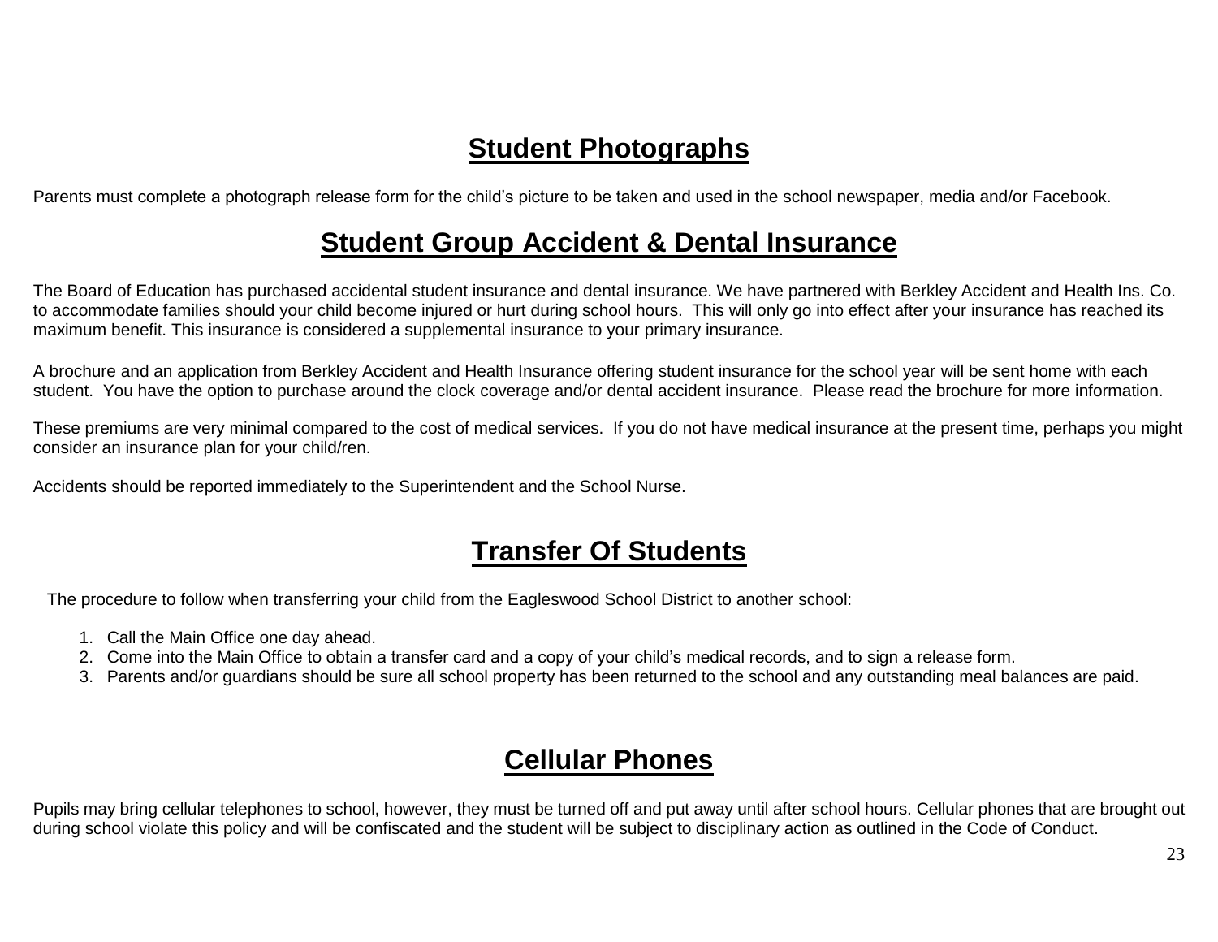## Student Photographs

Parents must complete a photograph release form for the child's picture to be taken and used in the school newspaper, media and/or Facebook.

## Student Group Accident & Dental Insurance

The Board of Education has purchased accidental student insurance and dental insurance. We have partnered with Berkley Accident and Health Ins. Co. to accommodate families should your child become injured or hurt during school hours. This will only go into effect after your insurance has reached its maximum benefit. This insurance is considered a supplemental insurance to your primary insurance.

A brochure and an application from Berkley Accident and Health Insurance offering student insurance for the school year will be sent home with each student. You have the option to purchase around the clock coverage and/or dental accident insurance. Please read the brochure for more information.

These premiums are very minimal compared to the cost of medical services. If you do not have medical insurance at the present time, perhaps you might consider an insurance plan for your child/ren.

Accidents should be reported immediately to the Superintendent and the School Nurse.

## Transfer Of Students

The procedure to follow when transferring your child from the Eagleswood School District to another school:

1. Call the Main Office one day ahead.
2. Come into the Main Office to obtain a transfer card and a copy of your child's medical records, and to sign a release form.
3. Parents and/or guardians should be sure all school property has been returned to the school and any outstanding meal balances are paid.

## Cellular Phones

Pupils may bring cellular telephones to school, however, they must be turned off and put away until after school hours. Cellular phones that are brought out during school violate this policy and will be confiscated and the student will be subject to disciplinary action as outlined in the Code of Conduct.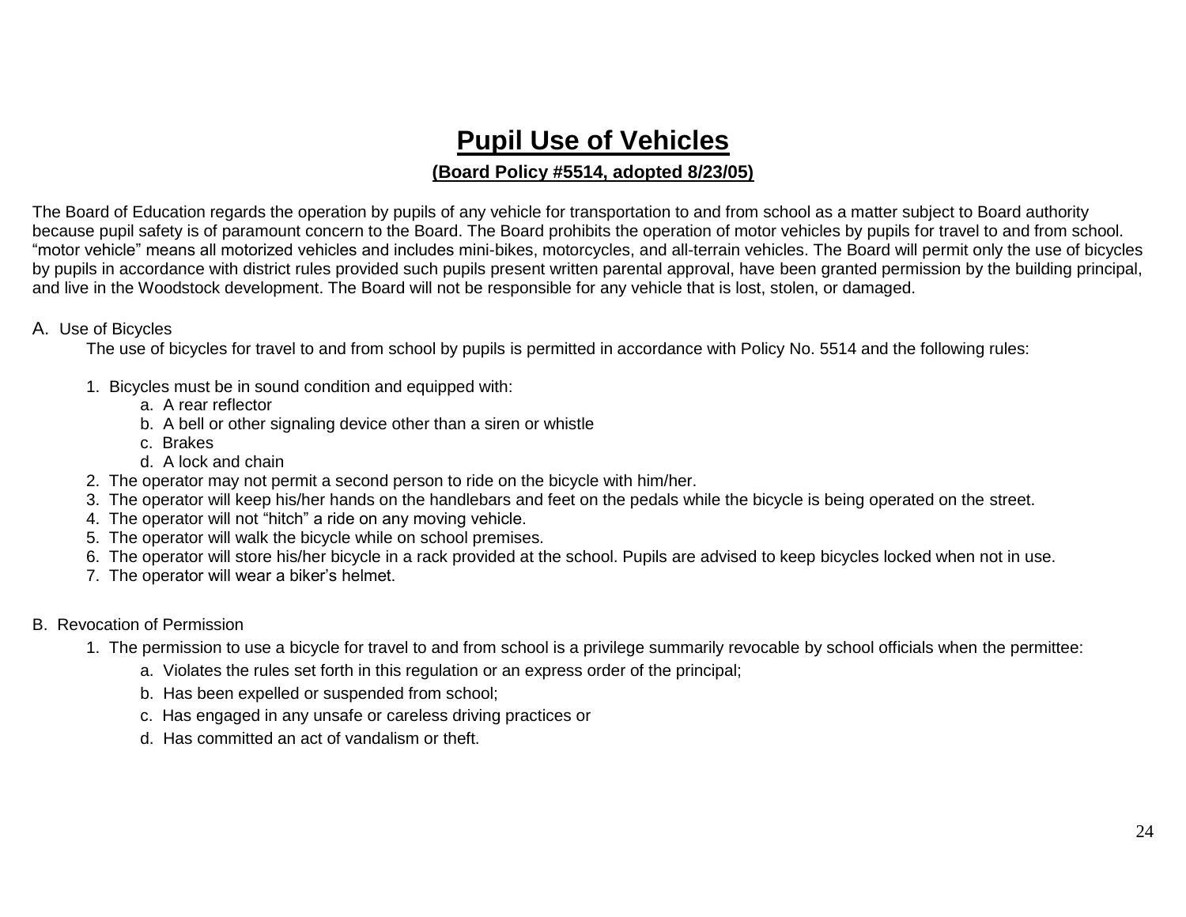# Pupil Use of Vehicles

**(Board Policy #5514, adopted 8/23/05)**

The Board of Education regards the operation by pupils of any vehicle for transportation to and from school as a matter subject to Board authority because pupil safety is of paramount concern to the Board. The Board prohibits the operation of motor vehicles by pupils for travel to and from school. "motor vehicle" means all motorized vehicles and includes mini-bikes, motorcycles, and all-terrain vehicles. The Board will permit only the use of bicycles by pupils in accordance with district rules provided such pupils present written parental approval, have been granted permission by the building principal, and live in the Woodstock development. The Board will not be responsible for any vehicle that is lost, stolen, or damaged.

A. Use of Bicycles

The use of bicycles for travel to and from school by pupils is permitted in accordance with Policy No. 5514 and the following rules:

1. Bicycles must be in sound condition and equipped with:
   a. A rear reflector
   b. A bell or other signaling device other than a siren or whistle
   c. Brakes
   d. A lock and chain
2. The operator may not permit a second person to ride on the bicycle with him/her.
3. The operator will keep his/her hands on the handlebars and feet on the pedals while the bicycle is being operated on the street.
4. The operator will not "hitch" a ride on any moving vehicle.
5. The operator will walk the bicycle while on school premises.
6. The operator will store his/her bicycle in a rack provided at the school. Pupils are advised to keep bicycles locked when not in use.
7. The operator will wear a biker's helmet.

B. Revocation of Permission

1. The permission to use a bicycle for travel to and from school is a privilege summarily revocable by school officials when the permittee:
   a. Violates the rules set forth in this regulation or an express order of the principal;
   b. Has been expelled or suspended from school;
   c. Has engaged in any unsafe or careless driving practices or
   d. Has committed an act of vandalism or theft.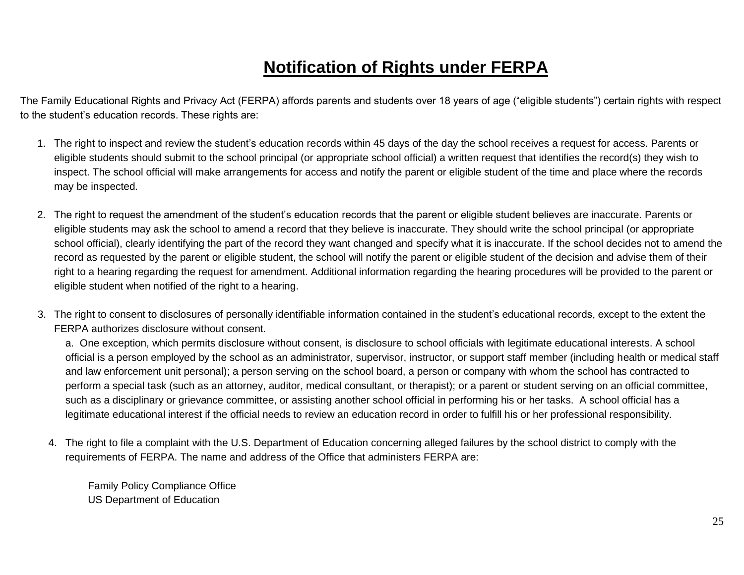# Notification of Rights under FERPA

The Family Educational Rights and Privacy Act (FERPA) affords parents and students over 18 years of age ("eligible students") certain rights with respect to the student's education records. These rights are:

1. The right to inspect and review the student's education records within 45 days of the day the school receives a request for access. Parents or eligible students should submit to the school principal (or appropriate school official) a written request that identifies the record(s) they wish to inspect. The school official will make arrangements for access and notify the parent or eligible student of the time and place where the records may be inspected.

2. The right to request the amendment of the student's education records that the parent or eligible student believes are inaccurate. Parents or eligible students may ask the school to amend a record that they believe is inaccurate. They should write the school principal (or appropriate school official), clearly identifying the part of the record they want changed and specify what it is inaccurate. If the school decides not to amend the record as requested by the parent or eligible student, the school will notify the parent or eligible student of the decision and advise them of their right to a hearing regarding the request for amendment. Additional information regarding the hearing procedures will be provided to the parent or eligible student when notified of the right to a hearing.

3. The right to consent to disclosures of personally identifiable information contained in the student's educational records, except to the extent the FERPA authorizes disclosure without consent.

   a. One exception, which permits disclosure without consent, is disclosure to school officials with legitimate educational interests. A school official is a person employed by the school as an administrator, supervisor, instructor, or support staff member (including health or medical staff and law enforcement unit personal); a person serving on the school board, a person or company with whom the school has contracted to perform a special task (such as an attorney, auditor, medical consultant, or therapist); or a parent or student serving on an official committee, such as a disciplinary or grievance committee, or assisting another school official in performing his or her tasks. A school official has a legitimate educational interest if the official needs to review an education record in order to fulfill his or her professional responsibility.

4. The right to file a complaint with the U.S. Department of Education concerning alleged failures by the school district to comply with the requirements of FERPA. The name and address of the Office that administers FERPA are:

   Family Policy Compliance Office
   US Department of Education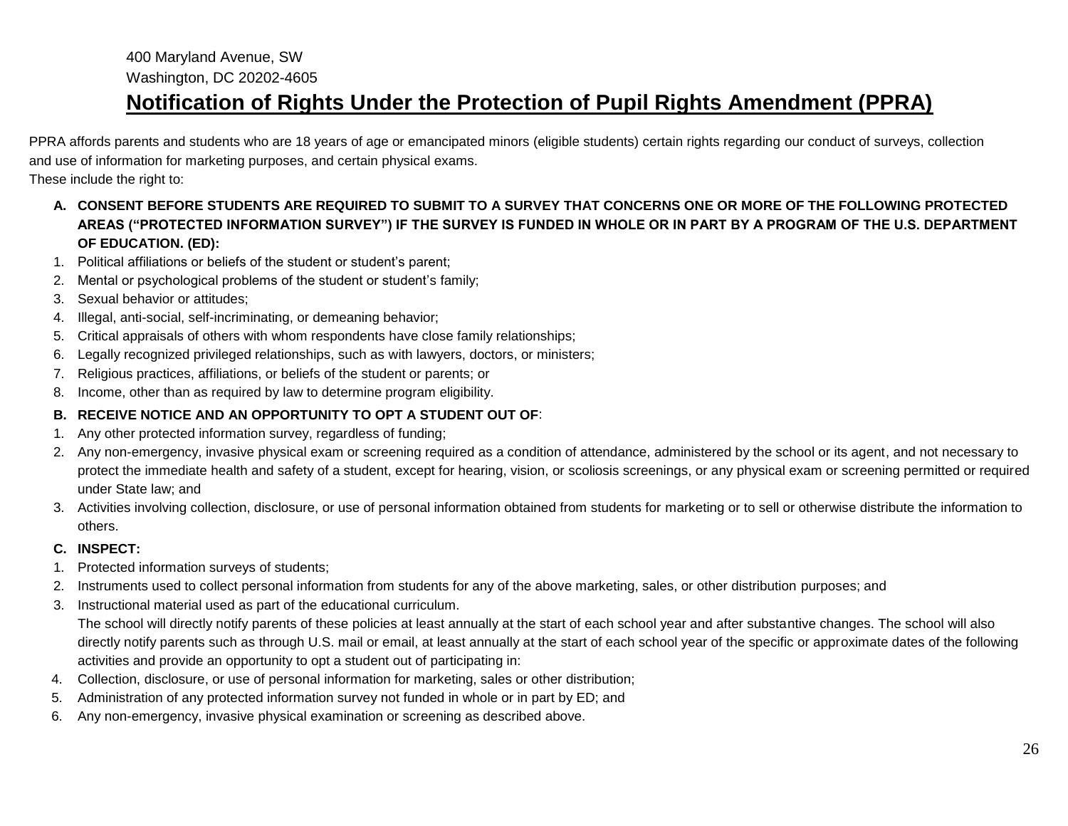400 Maryland Avenue, SW

Washington, DC 20202-4605

# Notification of Rights Under the Protection of Pupil Rights Amendment (PPRA)

PPRA affords parents and students who are 18 years of age or emancipated minors (eligible students) certain rights regarding our conduct of surveys, collection and use of information for marketing purposes, and certain physical exams.
These include the right to:

**A. CONSENT BEFORE STUDENTS ARE REQUIRED TO SUBMIT TO A SURVEY THAT CONCERNS ONE OR MORE OF THE FOLLOWING PROTECTED AREAS ("PROTECTED INFORMATION SURVEY") IF THE SURVEY IS FUNDED IN WHOLE OR IN PART BY A PROGRAM OF THE U.S. DEPARTMENT OF EDUCATION. (ED):**

1. Political affiliations or beliefs of the student or student's parent;
2. Mental or psychological problems of the student or student's family;
3. Sexual behavior or attitudes;
4. Illegal, anti-social, self-incriminating, or demeaning behavior;
5. Critical appraisals of others with whom respondents have close family relationships;
6. Legally recognized privileged relationships, such as with lawyers, doctors, or ministers;
7. Religious practices, affiliations, or beliefs of the student or parents; or
8. Income, other than as required by law to determine program eligibility.

**B. RECEIVE NOTICE AND AN OPPORTUNITY TO OPT A STUDENT OUT OF**:

1. Any other protected information survey, regardless of funding;
2. Any non-emergency, invasive physical exam or screening required as a condition of attendance, administered by the school or its agent, and not necessary to protect the immediate health and safety of a student, except for hearing, vision, or scoliosis screenings, or any physical exam or screening permitted or required under State law; and
3. Activities involving collection, disclosure, or use of personal information obtained from students for marketing or to sell or otherwise distribute the information to others.

**C. INSPECT:**

1. Protected information surveys of students;
2. Instruments used to collect personal information from students for any of the above marketing, sales, or other distribution purposes; and
3. Instructional material used as part of the educational curriculum.

   The school will directly notify parents of these policies at least annually at the start of each school year and after substantive changes. The school will also directly notify parents such as through U.S. mail or email, at least annually at the start of each school year of the specific or approximate dates of the following activities and provide an opportunity to opt a student out of participating in:

4. Collection, disclosure, or use of personal information for marketing, sales or other distribution;
5. Administration of any protected information survey not funded in whole or in part by ED; and
6. Any non-emergency, invasive physical examination or screening as described above.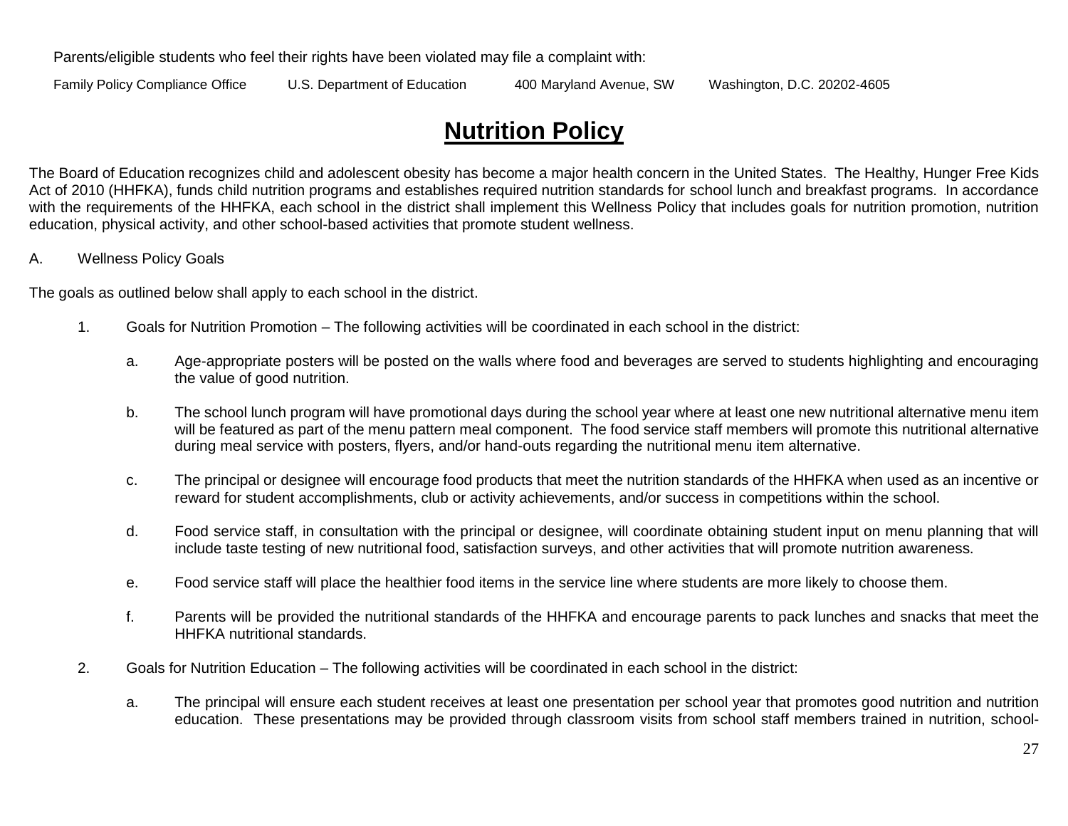Parents/eligible students who feel their rights have been violated may file a complaint with:

Family Policy Compliance Office    U.S. Department of Education    400 Maryland Avenue, SW    Washington, D.C. 20202-4605

# **Nutrition Policy**

The Board of Education recognizes child and adolescent obesity has become a major health concern in the United States. The Healthy, Hunger Free Kids Act of 2010 (HHFKA), funds child nutrition programs and establishes required nutrition standards for school lunch and breakfast programs. In accordance with the requirements of the HHFKA, each school in the district shall implement this Wellness Policy that includes goals for nutrition promotion, nutrition education, physical activity, and other school-based activities that promote student wellness.

A. Wellness Policy Goals

The goals as outlined below shall apply to each school in the district.

1. Goals for Nutrition Promotion – The following activities will be coordinated in each school in the district:

   a. Age-appropriate posters will be posted on the walls where food and beverages are served to students highlighting and encouraging the value of good nutrition.

   b. The school lunch program will have promotional days during the school year where at least one new nutritional alternative menu item will be featured as part of the menu pattern meal component. The food service staff members will promote this nutritional alternative during meal service with posters, flyers, and/or hand-outs regarding the nutritional menu item alternative.

   c. The principal or designee will encourage food products that meet the nutrition standards of the HHFKA when used as an incentive or reward for student accomplishments, club or activity achievements, and/or success in competitions within the school.

   d. Food service staff, in consultation with the principal or designee, will coordinate obtaining student input on menu planning that will include taste testing of new nutritional food, satisfaction surveys, and other activities that will promote nutrition awareness.

   e. Food service staff will place the healthier food items in the service line where students are more likely to choose them.

   f. Parents will be provided the nutritional standards of the HHFKA and encourage parents to pack lunches and snacks that meet the HHFKA nutritional standards.

2. Goals for Nutrition Education – The following activities will be coordinated in each school in the district:

   a. The principal will ensure each student receives at least one presentation per school year that promotes good nutrition and nutrition education. These presentations may be provided through classroom visits from school staff members trained in nutrition, school-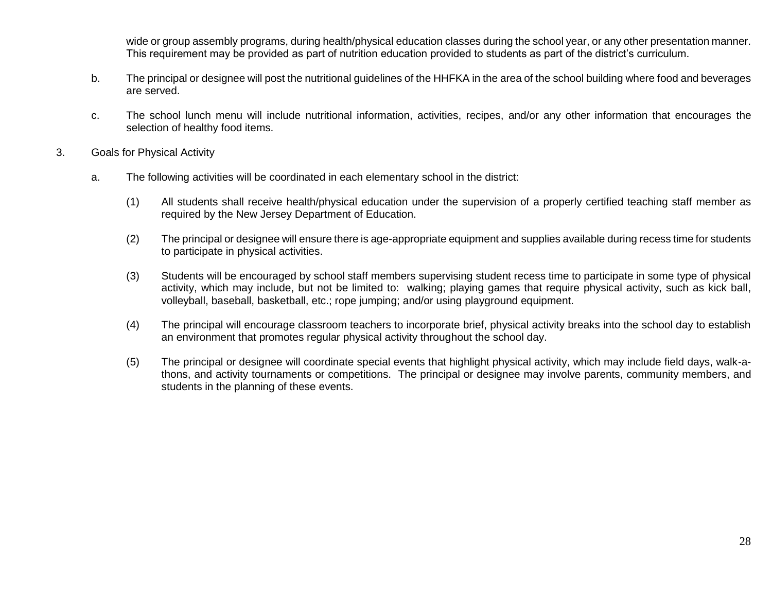wide or group assembly programs, during health/physical education classes during the school year, or any other presentation manner. This requirement may be provided as part of nutrition education provided to students as part of the district's curriculum.

b. The principal or designee will post the nutritional guidelines of the HHFKA in the area of the school building where food and beverages are served.

c. The school lunch menu will include nutritional information, activities, recipes, and/or any other information that encourages the selection of healthy food items.

3. Goals for Physical Activity

   a. The following activities will be coordinated in each elementary school in the district:

      (1) All students shall receive health/physical education under the supervision of a properly certified teaching staff member as required by the New Jersey Department of Education.

      (2) The principal or designee will ensure there is age-appropriate equipment and supplies available during recess time for students to participate in physical activities.

      (3) Students will be encouraged by school staff members supervising student recess time to participate in some type of physical activity, which may include, but not be limited to: walking; playing games that require physical activity, such as kick ball, volleyball, baseball, basketball, etc.; rope jumping; and/or using playground equipment.

      (4) The principal will encourage classroom teachers to incorporate brief, physical activity breaks into the school day to establish an environment that promotes regular physical activity throughout the school day.

      (5) The principal or designee will coordinate special events that highlight physical activity, which may include field days, walk-a-thons, and activity tournaments or competitions. The principal or designee may involve parents, community members, and students in the planning of these events.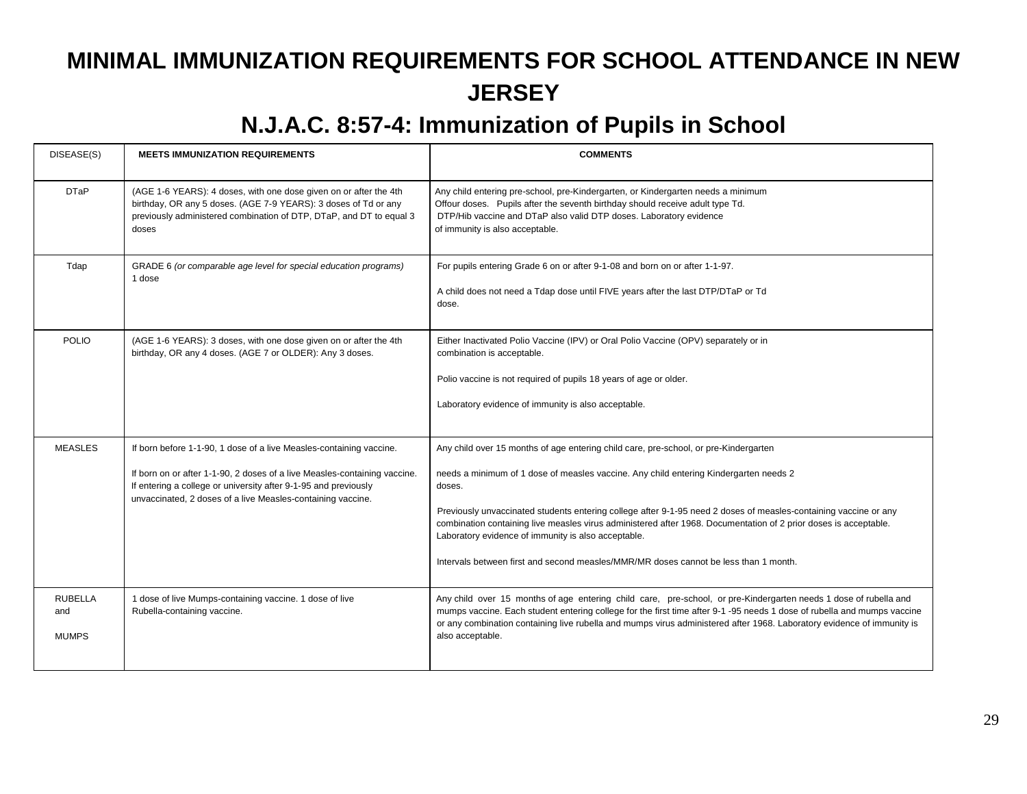# MINIMAL IMMUNIZATION REQUIREMENTS FOR SCHOOL ATTENDANCE IN NEW JERSEY

## N.J.A.C. 8:57-4: Immunization of Pupils in School

| DISEASE(S) | MEETS IMMUNIZATION REQUIREMENTS | COMMENTS |
|---|---|---|
| DTaP | (AGE 1-6 YEARS): 4 doses, with one dose given on or after the 4th birthday, OR any 5 doses. (AGE 7-9 YEARS): 3 doses of Td or any previously administered combination of DTP, DTaP, and DT to equal 3 doses | Any child entering pre-school, pre-Kindergarten, or Kindergarten needs a minimum Offour doses. Pupils after the seventh birthday should receive adult type Td. DTP/Hib vaccine and DTaP also valid DTP doses. Laboratory evidence of immunity is also acceptable. |
| Tdap | GRADE 6 *(or comparable age level for special education programs)* 1 dose | For pupils entering Grade 6 on or after 9-1-08 and born on or after 1-1-97.<br><br>A child does not need a Tdap dose until FIVE years after the last DTP/DTaP or Td dose. |
| POLIO | (AGE 1-6 YEARS): 3 doses, with one dose given on or after the 4th birthday, OR any 4 doses. (AGE 7 or OLDER): Any 3 doses. | Either Inactivated Polio Vaccine (IPV) or Oral Polio Vaccine (OPV) separately or in combination is acceptable.<br><br>Polio vaccine is not required of pupils 18 years of age or older.<br><br>Laboratory evidence of immunity is also acceptable. |
| MEASLES | If born before 1-1-90, 1 dose of a live Measles-containing vaccine.<br><br>If born on or after 1-1-90, 2 doses of a live Measles-containing vaccine. If entering a college or university after 9-1-95 and previously unvaccinated, 2 doses of a live Measles-containing vaccine. | Any child over 15 months of age entering child care, pre-school, or pre-Kindergarten<br><br>needs a minimum of 1 dose of measles vaccine. Any child entering Kindergarten needs 2 doses.<br><br>Previously unvaccinated students entering college after 9-1-95 need 2 doses of measles-containing vaccine or any combination containing live measles virus administered after 1968. Documentation of 2 prior doses is acceptable. Laboratory evidence of immunity is also acceptable.<br><br>Intervals between first and second measles/MMR/MR doses cannot be less than 1 month. |
| RUBELLA and MUMPS | 1 dose of live Mumps-containing vaccine. 1 dose of live Rubella-containing vaccine. | Any child over 15 months of age entering child care, pre-school, or pre-Kindergarten needs 1 dose of rubella and mumps vaccine. Each student entering college for the first time after 9-1 -95 needs 1 dose of rubella and mumps vaccine or any combination containing live rubella and mumps virus administered after 1968. Laboratory evidence of immunity is also acceptable. |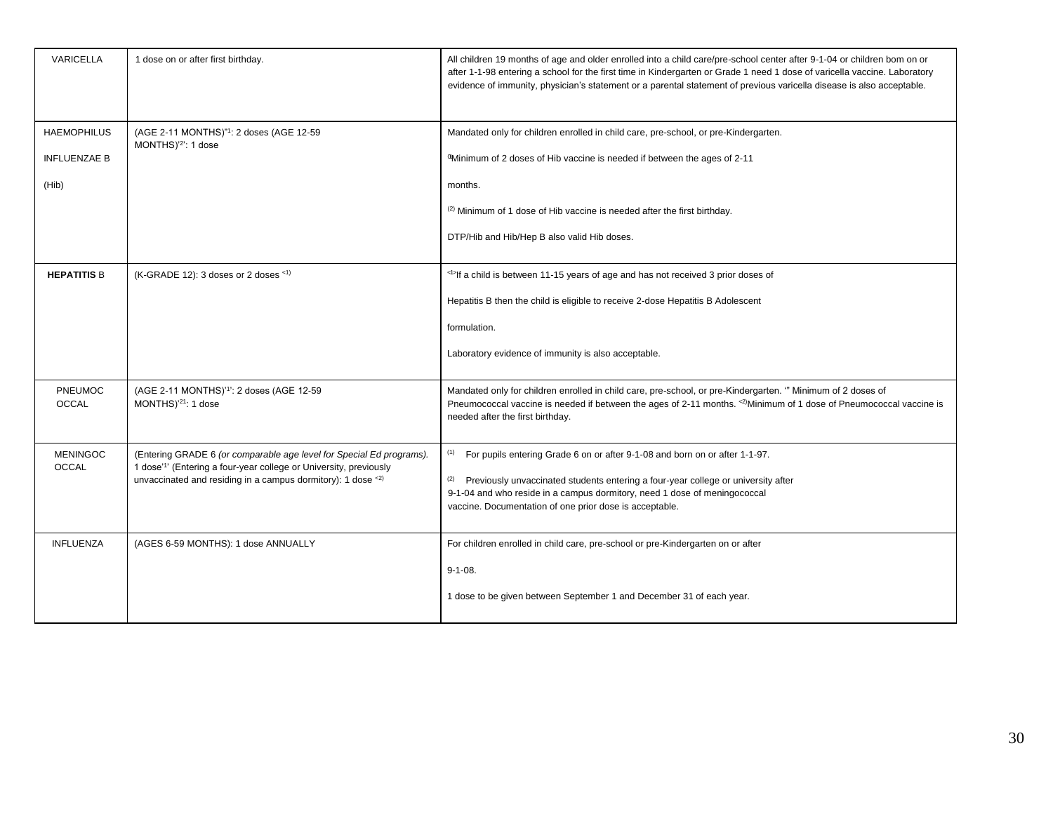| | | |
|---|---|---|
| VARICELLA | 1 dose on or after first birthday. | All children 19 months of age and older enrolled into a child care/pre-school center after 9-1-04 or children bom on or after 1-1-98 entering a school for the first time in Kindergarten or Grade 1 need 1 dose of varicella vaccine. Laboratory evidence of immunity, physician's statement or a parental statement of previous varicella disease is also acceptable. |
| HAEMOPHILUS INFLUENZAE B (Hib) | (AGE 2-11 MONTHS)[1]: 2 doses (AGE 12-59 MONTHS)[2]: 1 dose | Mandated only for children enrolled in child care, pre-school, or pre-Kindergarten.<br><br>[1]Minimum of 2 doses of Hib vaccine is needed if between the ages of 2-11 months.<br><br>[2] Minimum of 1 dose of Hib vaccine is needed after the first birthday.<br><br>DTP/Hib and Hib/Hep B also valid Hib doses. |
| **HEPATITIS** B | (K-GRADE 12): 3 doses or 2 doses [1] | [1]If a child is between 11-15 years of age and has not received 3 prior doses of Hepatitis B then the child is eligible to receive 2-dose Hepatitis B Adolescent formulation.<br><br>Laboratory evidence of immunity is also acceptable. |
| PNEUMOCOCCAL | (AGE 2-11 MONTHS)[1]: 2 doses (AGE 12-59 MONTHS)[2]: 1 dose | Mandated only for children enrolled in child care, pre-school, or pre-Kindergarten. [1] Minimum of 2 doses of Pneumococcal vaccine is needed if between the ages of 2-11 months. [2]Minimum of 1 dose of Pneumococcal vaccine is needed after the first birthday. |
| MENINGOCOCCAL | (Entering GRADE 6 *(or comparable age level for Special Ed programs).* 1 dose[1] (Entering a four-year college or University, previously unvaccinated and residing in a campus dormitory): 1 dose [2] | [1] For pupils entering Grade 6 on or after 9-1-08 and born on or after 1-1-97.<br><br>[2] Previously unvaccinated students entering a four-year college or university after 9-1-04 and who reside in a campus dormitory, need 1 dose of meningococcal vaccine. Documentation of one prior dose is acceptable. |
| INFLUENZA | (AGES 6-59 MONTHS): 1 dose ANNUALLY | For children enrolled in child care, pre-school or pre-Kindergarten on or after 9-1-08.<br><br>1 dose to be given between September 1 and December 31 of each year. |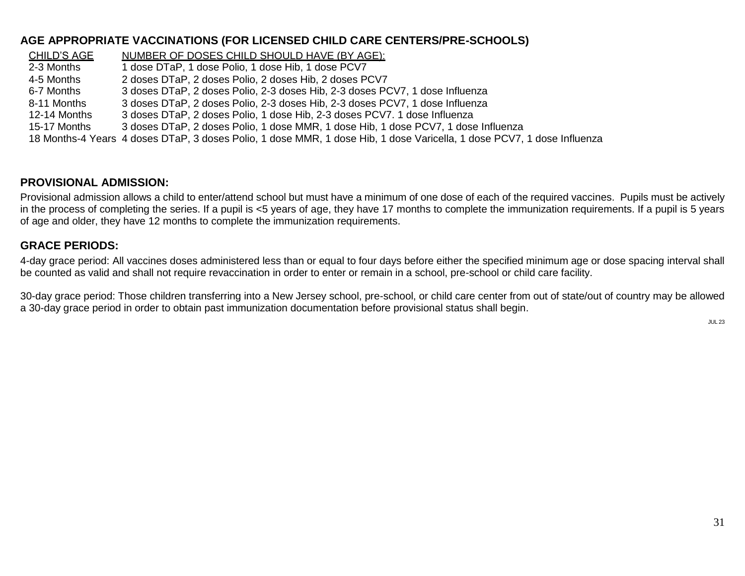## AGE APPROPRIATE VACCINATIONS (FOR LICENSED CHILD CARE CENTERS/PRE-SCHOOLS)

| CHILD'S AGE | NUMBER OF DOSES CHILD SHOULD HAVE (BY AGE): |
|---|---|
| 2-3 Months | 1 dose DTaP, 1 dose Polio, 1 dose Hib, 1 dose PCV7 |
| 4-5 Months | 2 doses DTaP, 2 doses Polio, 2 doses Hib, 2 doses PCV7 |
| 6-7 Months | 3 doses DTaP, 2 doses Polio, 2-3 doses Hib, 2-3 doses PCV7, 1 dose Influenza |
| 8-11 Months | 3 doses DTaP, 2 doses Polio, 2-3 doses Hib, 2-3 doses PCV7, 1 dose Influenza |
| 12-14 Months | 3 doses DTaP, 2 doses Polio, 1 dose Hib, 2-3 doses PCV7. 1 dose Influenza |
| 15-17 Months | 3 doses DTaP, 2 doses Polio, 1 dose MMR, 1 dose Hib, 1 dose PCV7, 1 dose Influenza |
| 18 Months-4 Years | 4 doses DTaP, 3 doses Polio, 1 dose MMR, 1 dose Hib, 1 dose Varicella, 1 dose PCV7, 1 dose Influenza |

## PROVISIONAL ADMISSION:

Provisional admission allows a child to enter/attend school but must have a minimum of one dose of each of the required vaccines. Pupils must be actively in the process of completing the series. If a pupil is <5 years of age, they have 17 months to complete the immunization requirements. If a pupil is 5 years of age and older, they have 12 months to complete the immunization requirements.

## GRACE PERIODS:

4-day grace period: All vaccines doses administered less than or equal to four days before either the specified minimum age or dose spacing interval shall be counted as valid and shall not require revaccination in order to enter or remain in a school, pre-school or child care facility.

30-day grace period: Those children transferring into a New Jersey school, pre-school, or child care center from out of state/out of country may be allowed a 30-day grace period in order to obtain past immunization documentation before provisional status shall begin.

JUL 23